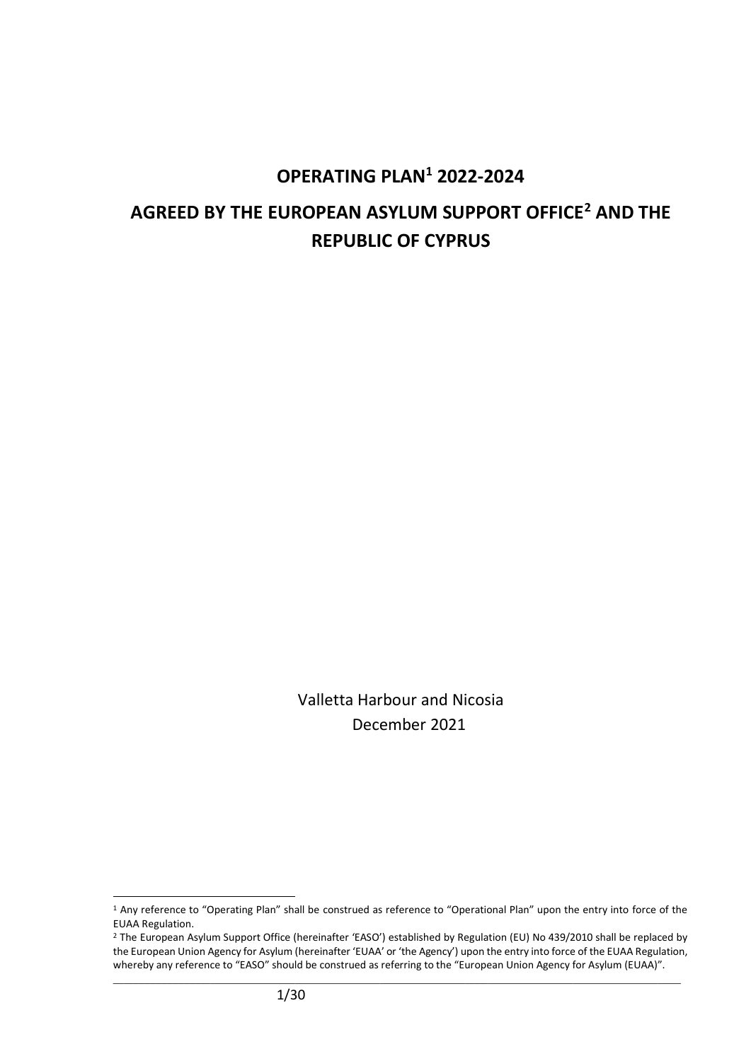# OPERATING PLAN[1] 2022-2024

# AGREED BY THE EUROPEAN ASYLUM SUPPORT OFFICE[2] AND THE REPUBLIC OF CYPRUS

Valletta Harbour and Nicosia
December 2021

---

[1] Any reference to "Operating Plan" shall be construed as reference to "Operational Plan" upon the entry into force of the EUAA Regulation.

[2] The European Asylum Support Office (hereinafter 'EASO') established by Regulation (EU) No 439/2010 shall be replaced by the European Union Agency for Asylum (hereinafter 'EUAA' or 'the Agency') upon the entry into force of the EUAA Regulation, whereby any reference to "EASO" should be construed as referring to the "European Union Agency for Asylum (EUAA)".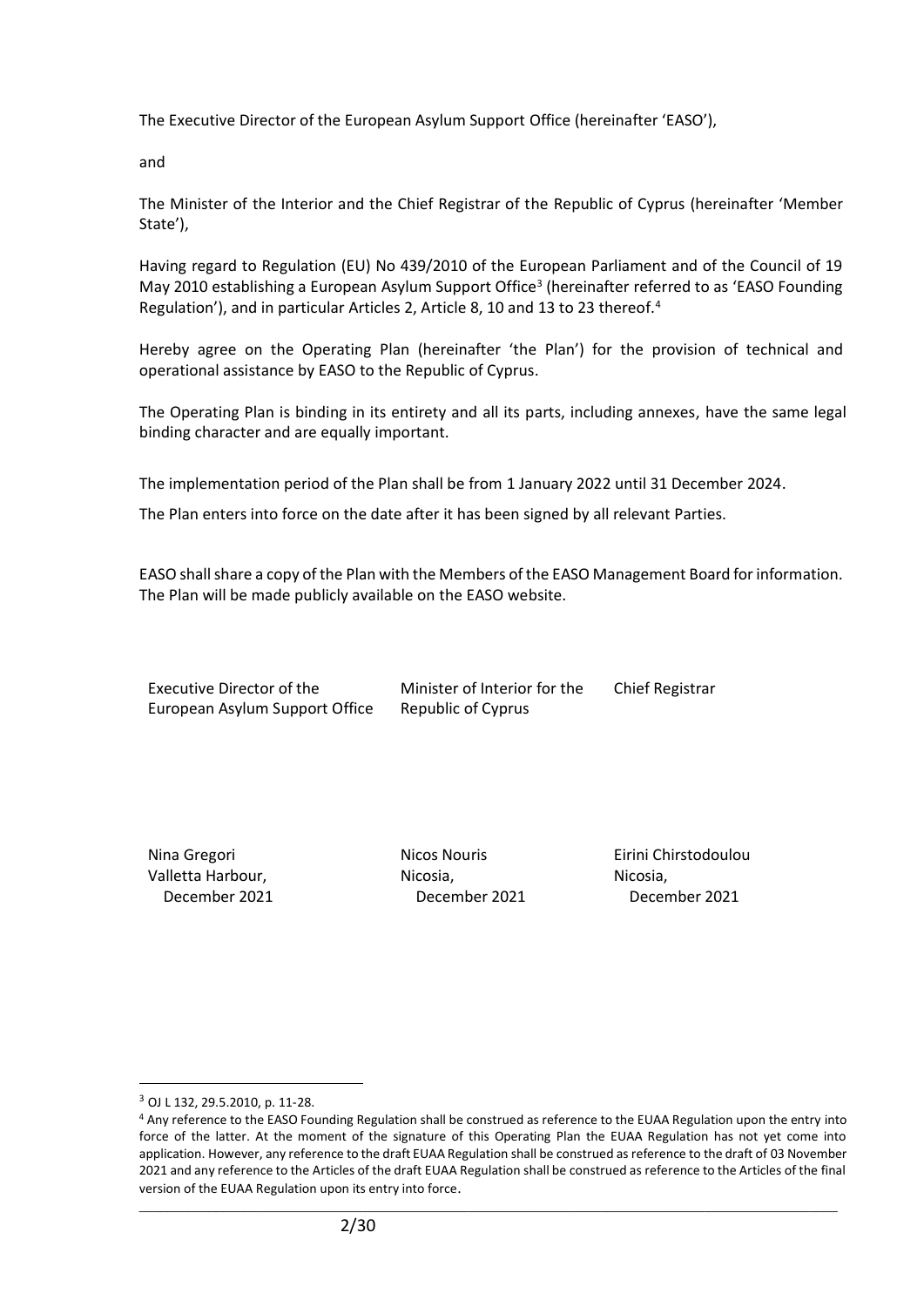The Executive Director of the European Asylum Support Office (hereinafter 'EASO'),

and

The Minister of the Interior and the Chief Registrar of the Republic of Cyprus (hereinafter 'Member State'),

Having regard to Regulation (EU) No 439/2010 of the European Parliament and of the Council of 19 May 2010 establishing a European Asylum Support Office[3] (hereinafter referred to as 'EASO Founding Regulation'), and in particular Articles 2, Article 8, 10 and 13 to 23 thereof.[4]

Hereby agree on the Operating Plan (hereinafter 'the Plan') for the provision of technical and operational assistance by EASO to the Republic of Cyprus.

The Operating Plan is binding in its entirety and all its parts, including annexes, have the same legal binding character and are equally important.

The implementation period of the Plan shall be from 1 January 2022 until 31 December 2024.

The Plan enters into force on the date after it has been signed by all relevant Parties.

EASO shall share a copy of the Plan with the Members of the EASO Management Board for information. The Plan will be made publicly available on the EASO website.

| Executive Director of the European Asylum Support Office | Minister of Interior for the Republic of Cyprus | Chief Registrar |
|---|---|---|
| Nina Gregori<br>Valletta Harbour,<br>December 2021 | Nicos Nouris<br>Nicosia,<br>December 2021 | Eirini Chirstodoulou<br>Nicosia,<br>December 2021 |

[3] OJ L 132, 29.5.2010, p. 11-28.

[4] Any reference to the EASO Founding Regulation shall be construed as reference to the EUAA Regulation upon the entry into force of the latter. At the moment of the signature of this Operating Plan the EUAA Regulation has not yet come into application. However, any reference to the draft EUAA Regulation shall be construed as reference to the draft of 03 November 2021 and any reference to the Articles of the draft EUAA Regulation shall be construed as reference to the Articles of the final version of the EUAA Regulation upon its entry into force.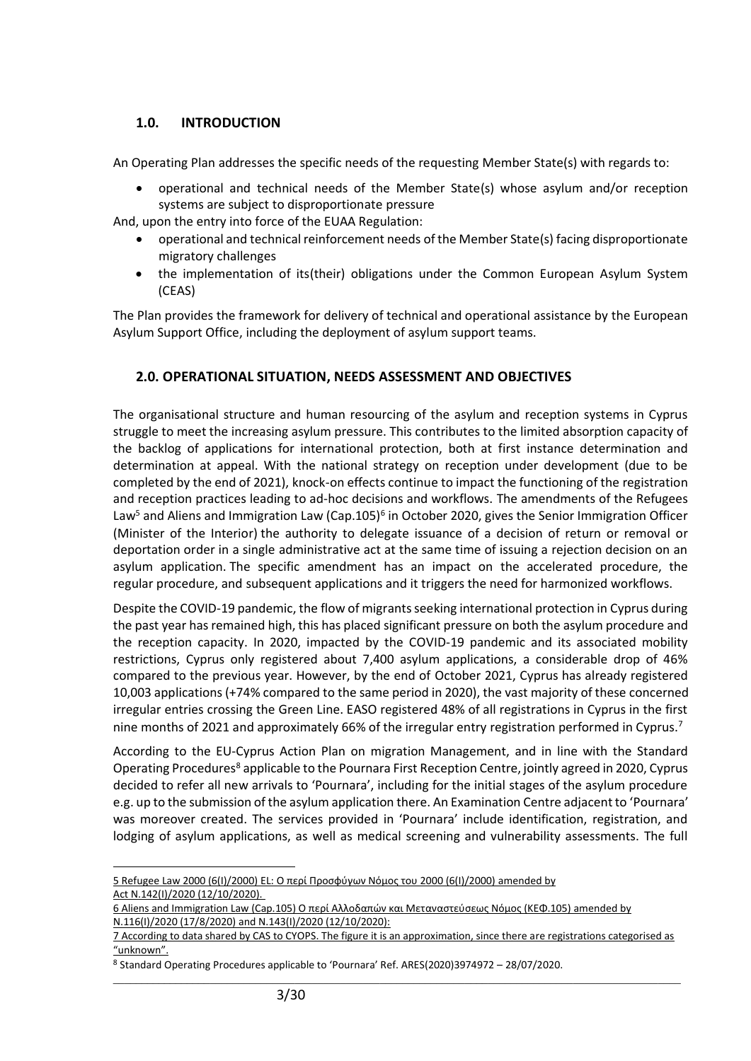## 1.0. INTRODUCTION

An Operating Plan addresses the specific needs of the requesting Member State(s) with regards to:

- operational and technical needs of the Member State(s) whose asylum and/or reception systems are subject to disproportionate pressure

And, upon the entry into force of the EUAA Regulation:

- operational and technical reinforcement needs of the Member State(s) facing disproportionate migratory challenges
- the implementation of its(their) obligations under the Common European Asylum System (CEAS)

The Plan provides the framework for delivery of technical and operational assistance by the European Asylum Support Office, including the deployment of asylum support teams.

## 2.0. OPERATIONAL SITUATION, NEEDS ASSESSMENT AND OBJECTIVES

The organisational structure and human resourcing of the asylum and reception systems in Cyprus struggle to meet the increasing asylum pressure. This contributes to the limited absorption capacity of the backlog of applications for international protection, both at first instance determination and determination at appeal. With the national strategy on reception under development (due to be completed by the end of 2021), knock-on effects continue to impact the functioning of the registration and reception practices leading to ad-hoc decisions and workflows. The amendments of the Refugees Law[5] and Aliens and Immigration Law (Cap.105)[6] in October 2020, gives the Senior Immigration Officer (Minister of the Interior) the authority to delegate issuance of a decision of return or removal or deportation order in a single administrative act at the same time of issuing a rejection decision on an asylum application. The specific amendment has an impact on the accelerated procedure, the regular procedure, and subsequent applications and it triggers the need for harmonized workflows.

Despite the COVID-19 pandemic, the flow of migrants seeking international protection in Cyprus during the past year has remained high, this has placed significant pressure on both the asylum procedure and the reception capacity. In 2020, impacted by the COVID-19 pandemic and its associated mobility restrictions, Cyprus only registered about 7,400 asylum applications, a considerable drop of 46% compared to the previous year. However, by the end of October 2021, Cyprus has already registered 10,003 applications (+74% compared to the same period in 2020), the vast majority of these concerned irregular entries crossing the Green Line. EASO registered 48% of all registrations in Cyprus in the first nine months of 2021 and approximately 66% of the irregular entry registration performed in Cyprus.[7]

According to the EU-Cyprus Action Plan on migration Management, and in line with the Standard Operating Procedures[8] applicable to the Pournara First Reception Centre, jointly agreed in 2020, Cyprus decided to refer all new arrivals to 'Pournara', including for the initial stages of the asylum procedure e.g. up to the submission of the asylum application there. An Examination Centre adjacent to 'Pournara' was moreover created. The services provided in 'Pournara' include identification, registration, and lodging of asylum applications, as well as medical screening and vulnerability assessments. The full

---

5 Refugee Law 2000 (6(I)/2000) EL: Ο περί Προσφύγων Νόμος του 2000 (6(I)/2000) amended by Act N.142(I)/2020 (12/10/2020).

6 Aliens and Immigration Law (Cap.105) Ο περί Αλλοδαπών και Μεταναστεύσεως Νόμος (ΚΕΦ.105) amended by N.116(I)/2020 (17/8/2020) and N.143(I)/2020 (12/10/2020):

7 According to data shared by CAS to CYOPS. The figure it is an approximation, since there are registrations categorised as "unknown".

8 Standard Operating Procedures applicable to 'Pournara' Ref. ARES(2020)3974972 – 28/07/2020.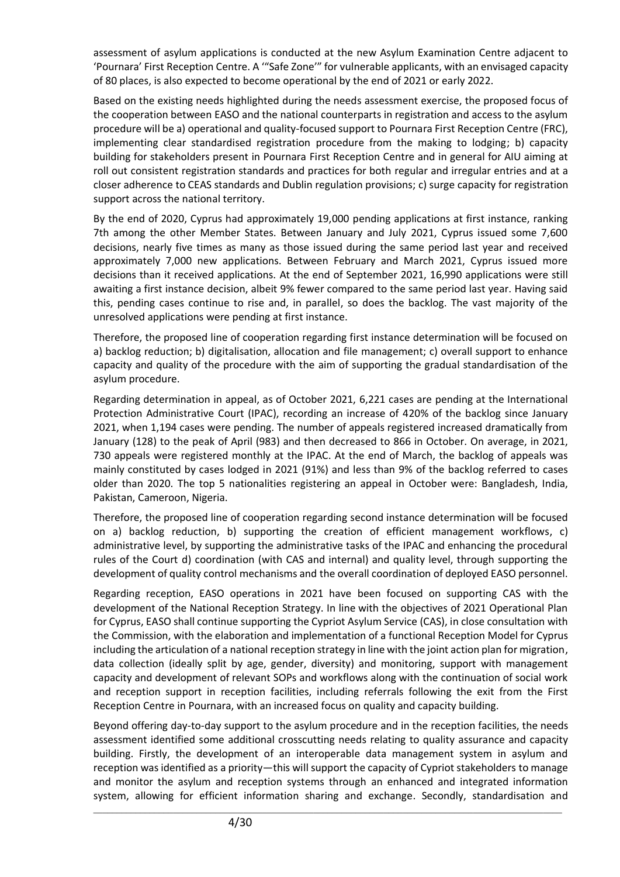assessment of asylum applications is conducted at the new Asylum Examination Centre adjacent to 'Pournara' First Reception Centre. A '"Safe Zone"' for vulnerable applicants, with an envisaged capacity of 80 places, is also expected to become operational by the end of 2021 or early 2022.

Based on the existing needs highlighted during the needs assessment exercise, the proposed focus of the cooperation between EASO and the national counterparts in registration and access to the asylum procedure will be a) operational and quality-focused support to Pournara First Reception Centre (FRC), implementing clear standardised registration procedure from the making to lodging; b) capacity building for stakeholders present in Pournara First Reception Centre and in general for AIU aiming at roll out consistent registration standards and practices for both regular and irregular entries and at a closer adherence to CEAS standards and Dublin regulation provisions; c) surge capacity for registration support across the national territory.

By the end of 2020, Cyprus had approximately 19,000 pending applications at first instance, ranking 7th among the other Member States. Between January and July 2021, Cyprus issued some 7,600 decisions, nearly five times as many as those issued during the same period last year and received approximately 7,000 new applications. Between February and March 2021, Cyprus issued more decisions than it received applications. At the end of September 2021, 16,990 applications were still awaiting a first instance decision, albeit 9% fewer compared to the same period last year. Having said this, pending cases continue to rise and, in parallel, so does the backlog. The vast majority of the unresolved applications were pending at first instance.

Therefore, the proposed line of cooperation regarding first instance determination will be focused on a) backlog reduction; b) digitalisation, allocation and file management; c) overall support to enhance capacity and quality of the procedure with the aim of supporting the gradual standardisation of the asylum procedure.

Regarding determination in appeal, as of October 2021, 6,221 cases are pending at the International Protection Administrative Court (IPAC), recording an increase of 420% of the backlog since January 2021, when 1,194 cases were pending. The number of appeals registered increased dramatically from January (128) to the peak of April (983) and then decreased to 866 in October. On average, in 2021, 730 appeals were registered monthly at the IPAC. At the end of March, the backlog of appeals was mainly constituted by cases lodged in 2021 (91%) and less than 9% of the backlog referred to cases older than 2020. The top 5 nationalities registering an appeal in October were: Bangladesh, India, Pakistan, Cameroon, Nigeria.

Therefore, the proposed line of cooperation regarding second instance determination will be focused on a) backlog reduction, b) supporting the creation of efficient management workflows, c) administrative level, by supporting the administrative tasks of the IPAC and enhancing the procedural rules of the Court d) coordination (with CAS and internal) and quality level, through supporting the development of quality control mechanisms and the overall coordination of deployed EASO personnel.

Regarding reception, EASO operations in 2021 have been focused on supporting CAS with the development of the National Reception Strategy. In line with the objectives of 2021 Operational Plan for Cyprus, EASO shall continue supporting the Cypriot Asylum Service (CAS), in close consultation with the Commission, with the elaboration and implementation of a functional Reception Model for Cyprus including the articulation of a national reception strategy in line with the joint action plan for migration, data collection (ideally split by age, gender, diversity) and monitoring, support with management capacity and development of relevant SOPs and workflows along with the continuation of social work and reception support in reception facilities, including referrals following the exit from the First Reception Centre in Pournara, with an increased focus on quality and capacity building.

Beyond offering day-to-day support to the asylum procedure and in the reception facilities, the needs assessment identified some additional crosscutting needs relating to quality assurance and capacity building. Firstly, the development of an interoperable data management system in asylum and reception was identified as a priority—this will support the capacity of Cypriot stakeholders to manage and monitor the asylum and reception systems through an enhanced and integrated information system, allowing for efficient information sharing and exchange. Secondly, standardisation and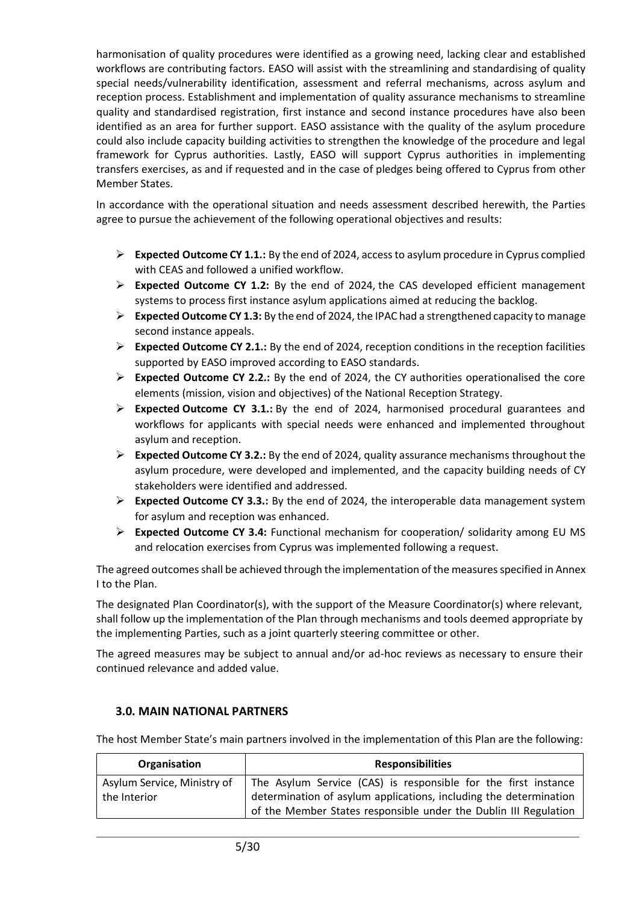harmonisation of quality procedures were identified as a growing need, lacking clear and established workflows are contributing factors. EASO will assist with the streamlining and standardising of quality special needs/vulnerability identification, assessment and referral mechanisms, across asylum and reception process. Establishment and implementation of quality assurance mechanisms to streamline quality and standardised registration, first instance and second instance procedures have also been identified as an area for further support. EASO assistance with the quality of the asylum procedure could also include capacity building activities to strengthen the knowledge of the procedure and legal framework for Cyprus authorities. Lastly, EASO will support Cyprus authorities in implementing transfers exercises, as and if requested and in the case of pledges being offered to Cyprus from other Member States.

In accordance with the operational situation and needs assessment described herewith, the Parties agree to pursue the achievement of the following operational objectives and results:

- **Expected Outcome CY 1.1.:** By the end of 2024, access to asylum procedure in Cyprus complied with CEAS and followed a unified workflow.
- **Expected Outcome CY 1.2:** By the end of 2024, the CAS developed efficient management systems to process first instance asylum applications aimed at reducing the backlog.
- **Expected Outcome CY 1.3:** By the end of 2024, the IPAC had a strengthened capacity to manage second instance appeals.
- **Expected Outcome CY 2.1.:** By the end of 2024, reception conditions in the reception facilities supported by EASO improved according to EASO standards.
- **Expected Outcome CY 2.2.:** By the end of 2024, the CY authorities operationalised the core elements (mission, vision and objectives) of the National Reception Strategy.
- **Expected Outcome CY 3.1.:** By the end of 2024, harmonised procedural guarantees and workflows for applicants with special needs were enhanced and implemented throughout asylum and reception.
- **Expected Outcome CY 3.2.:** By the end of 2024, quality assurance mechanisms throughout the asylum procedure, were developed and implemented, and the capacity building needs of CY stakeholders were identified and addressed.
- **Expected Outcome CY 3.3.:** By the end of 2024, the interoperable data management system for asylum and reception was enhanced.
- **Expected Outcome CY 3.4:** Functional mechanism for cooperation/ solidarity among EU MS and relocation exercises from Cyprus was implemented following a request.

The agreed outcomes shall be achieved through the implementation of the measures specified in Annex I to the Plan.

The designated Plan Coordinator(s), with the support of the Measure Coordinator(s) where relevant, shall follow up the implementation of the Plan through mechanisms and tools deemed appropriate by the implementing Parties, such as a joint quarterly steering committee or other.

The agreed measures may be subject to annual and/or ad-hoc reviews as necessary to ensure their continued relevance and added value.

## 3.0. MAIN NATIONAL PARTNERS

The host Member State's main partners involved in the implementation of this Plan are the following:

| Organisation | Responsibilities |
| --- | --- |
| Asylum Service, Ministry of the Interior | The Asylum Service (CAS) is responsible for the first instance determination of asylum applications, including the determination of the Member States responsible under the Dublin III Regulation |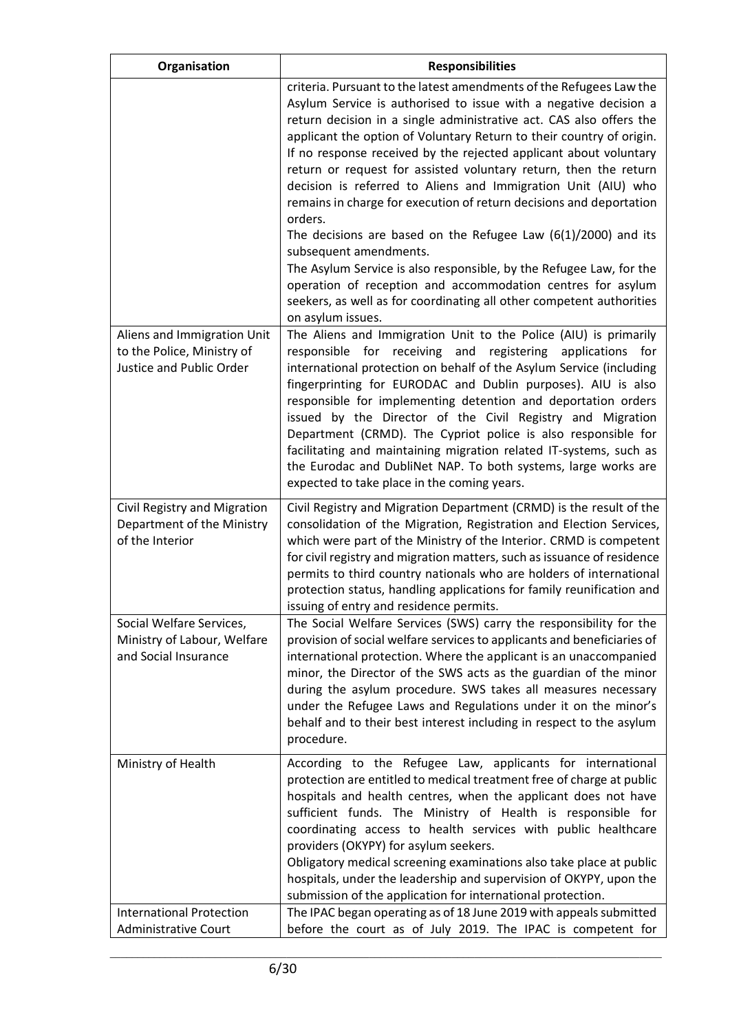| Organisation | Responsibilities |
| --- | --- |
| | criteria. Pursuant to the latest amendments of the Refugees Law the Asylum Service is authorised to issue with a negative decision a return decision in a single administrative act. CAS also offers the applicant the option of Voluntary Return to their country of origin. If no response received by the rejected applicant about voluntary return or request for assisted voluntary return, then the return decision is referred to Aliens and Immigration Unit (AIU) who remains in charge for execution of return decisions and deportation orders.<br>The decisions are based on the Refugee Law (6(1)/2000) and its subsequent amendments.<br>The Asylum Service is also responsible, by the Refugee Law, for the operation of reception and accommodation centres for asylum seekers, as well as for coordinating all other competent authorities on asylum issues. |
| Aliens and Immigration Unit to the Police, Ministry of Justice and Public Order | The Aliens and Immigration Unit to the Police (AIU) is primarily responsible for receiving and registering applications for international protection on behalf of the Asylum Service (including fingerprinting for EURODAC and Dublin purposes). AIU is also responsible for implementing detention and deportation orders issued by the Director of the Civil Registry and Migration Department (CRMD). The Cypriot police is also responsible for facilitating and maintaining migration related IT-systems, such as the Eurodac and DubliNet NAP. To both systems, large works are expected to take place in the coming years. |
| Civil Registry and Migration Department of the Ministry of the Interior | Civil Registry and Migration Department (CRMD) is the result of the consolidation of the Migration, Registration and Election Services, which were part of the Ministry of the Interior. CRMD is competent for civil registry and migration matters, such as issuance of residence permits to third country nationals who are holders of international protection status, handling applications for family reunification and issuing of entry and residence permits. |
| Social Welfare Services, Ministry of Labour, Welfare and Social Insurance | The Social Welfare Services (SWS) carry the responsibility for the provision of social welfare services to applicants and beneficiaries of international protection. Where the applicant is an unaccompanied minor, the Director of the SWS acts as the guardian of the minor during the asylum procedure. SWS takes all measures necessary under the Refugee Laws and Regulations under it on the minor's behalf and to their best interest including in respect to the asylum procedure. |
| Ministry of Health | According to the Refugee Law, applicants for international protection are entitled to medical treatment free of charge at public hospitals and health centres, when the applicant does not have sufficient funds. The Ministry of Health is responsible for coordinating access to health services with public healthcare providers (OKYPY) for asylum seekers.<br>Obligatory medical screening examinations also take place at public hospitals, under the leadership and supervision of OKYPY, upon the submission of the application for international protection. |
| International Protection Administrative Court | The IPAC began operating as of 18 June 2019 with appeals submitted before the court as of July 2019. The IPAC is competent for |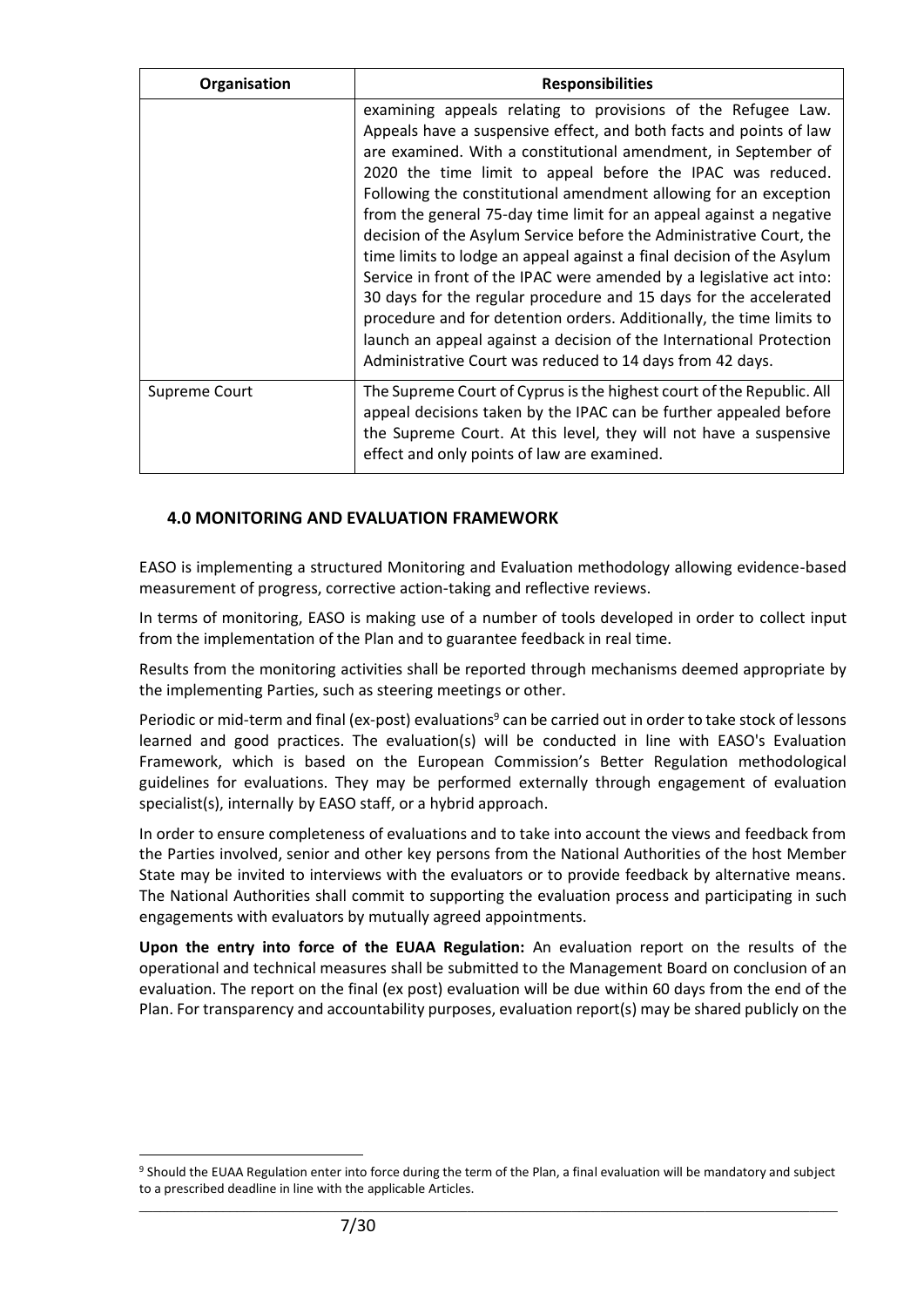| Organisation | Responsibilities |
|---|---|
| | examining appeals relating to provisions of the Refugee Law. Appeals have a suspensive effect, and both facts and points of law are examined. With a constitutional amendment, in September of 2020 the time limit to appeal before the IPAC was reduced. Following the constitutional amendment allowing for an exception from the general 75-day time limit for an appeal against a negative decision of the Asylum Service before the Administrative Court, the time limits to lodge an appeal against a final decision of the Asylum Service in front of the IPAC were amended by a legislative act into: 30 days for the regular procedure and 15 days for the accelerated procedure and for detention orders. Additionally, the time limits to launch an appeal against a decision of the International Protection Administrative Court was reduced to 14 days from 42 days. |
| Supreme Court | The Supreme Court of Cyprus is the highest court of the Republic. All appeal decisions taken by the IPAC can be further appealed before the Supreme Court. At this level, they will not have a suspensive effect and only points of law are examined. |

## 4.0 MONITORING AND EVALUATION FRAMEWORK

EASO is implementing a structured Monitoring and Evaluation methodology allowing evidence-based measurement of progress, corrective action-taking and reflective reviews.

In terms of monitoring, EASO is making use of a number of tools developed in order to collect input from the implementation of the Plan and to guarantee feedback in real time.

Results from the monitoring activities shall be reported through mechanisms deemed appropriate by the implementing Parties, such as steering meetings or other.

Periodic or mid-term and final (ex-post) evaluations[9] can be carried out in order to take stock of lessons learned and good practices. The evaluation(s) will be conducted in line with EASO's Evaluation Framework, which is based on the European Commission's Better Regulation methodological guidelines for evaluations. They may be performed externally through engagement of evaluation specialist(s), internally by EASO staff, or a hybrid approach.

In order to ensure completeness of evaluations and to take into account the views and feedback from the Parties involved, senior and other key persons from the National Authorities of the host Member State may be invited to interviews with the evaluators or to provide feedback by alternative means. The National Authorities shall commit to supporting the evaluation process and participating in such engagements with evaluators by mutually agreed appointments.

**Upon the entry into force of the EUAA Regulation:** An evaluation report on the results of the operational and technical measures shall be submitted to the Management Board on conclusion of an evaluation. The report on the final (ex post) evaluation will be due within 60 days from the end of the Plan. For transparency and accountability purposes, evaluation report(s) may be shared publicly on the

[9] Should the EUAA Regulation enter into force during the term of the Plan, a final evaluation will be mandatory and subject to a prescribed deadline in line with the applicable Articles.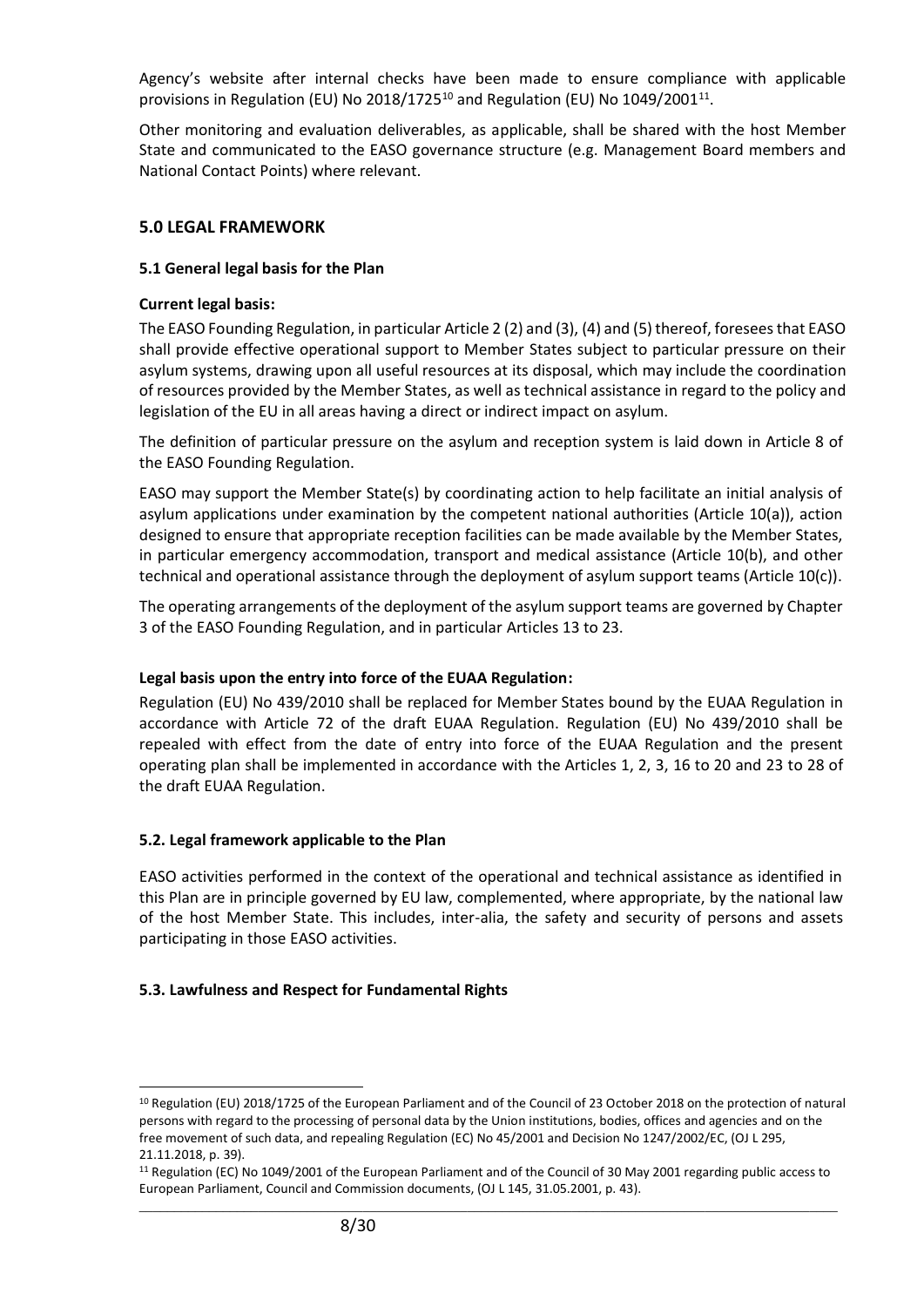Agency's website after internal checks have been made to ensure compliance with applicable provisions in Regulation (EU) No 2018/1725[10] and Regulation (EU) No 1049/2001[11].

Other monitoring and evaluation deliverables, as applicable, shall be shared with the host Member State and communicated to the EASO governance structure (e.g. Management Board members and National Contact Points) where relevant.

## 5.0 LEGAL FRAMEWORK

### 5.1 General legal basis for the Plan

**Current legal basis:**

The EASO Founding Regulation, in particular Article 2 (2) and (3), (4) and (5) thereof, foresees that EASO shall provide effective operational support to Member States subject to particular pressure on their asylum systems, drawing upon all useful resources at its disposal, which may include the coordination of resources provided by the Member States, as well as technical assistance in regard to the policy and legislation of the EU in all areas having a direct or indirect impact on asylum.

The definition of particular pressure on the asylum and reception system is laid down in Article 8 of the EASO Founding Regulation.

EASO may support the Member State(s) by coordinating action to help facilitate an initial analysis of asylum applications under examination by the competent national authorities (Article 10(a)), action designed to ensure that appropriate reception facilities can be made available by the Member States, in particular emergency accommodation, transport and medical assistance (Article 10(b), and other technical and operational assistance through the deployment of asylum support teams (Article 10(c)).

The operating arrangements of the deployment of the asylum support teams are governed by Chapter 3 of the EASO Founding Regulation, and in particular Articles 13 to 23.

**Legal basis upon the entry into force of the EUAA Regulation:**

Regulation (EU) No 439/2010 shall be replaced for Member States bound by the EUAA Regulation in accordance with Article 72 of the draft EUAA Regulation. Regulation (EU) No 439/2010 shall be repealed with effect from the date of entry into force of the EUAA Regulation and the present operating plan shall be implemented in accordance with the Articles 1, 2, 3, 16 to 20 and 23 to 28 of the draft EUAA Regulation.

### 5.2. Legal framework applicable to the Plan

EASO activities performed in the context of the operational and technical assistance as identified in this Plan are in principle governed by EU law, complemented, where appropriate, by the national law of the host Member State. This includes, inter-alia, the safety and security of persons and assets participating in those EASO activities.

### 5.3. Lawfulness and Respect for Fundamental Rights

---

[10] Regulation (EU) 2018/1725 of the European Parliament and of the Council of 23 October 2018 on the protection of natural persons with regard to the processing of personal data by the Union institutions, bodies, offices and agencies and on the free movement of such data, and repealing Regulation (EC) No 45/2001 and Decision No 1247/2002/EC, (OJ L 295, 21.11.2018, p. 39).

[11] Regulation (EC) No 1049/2001 of the European Parliament and of the Council of 30 May 2001 regarding public access to European Parliament, Council and Commission documents, (OJ L 145, 31.05.2001, p. 43).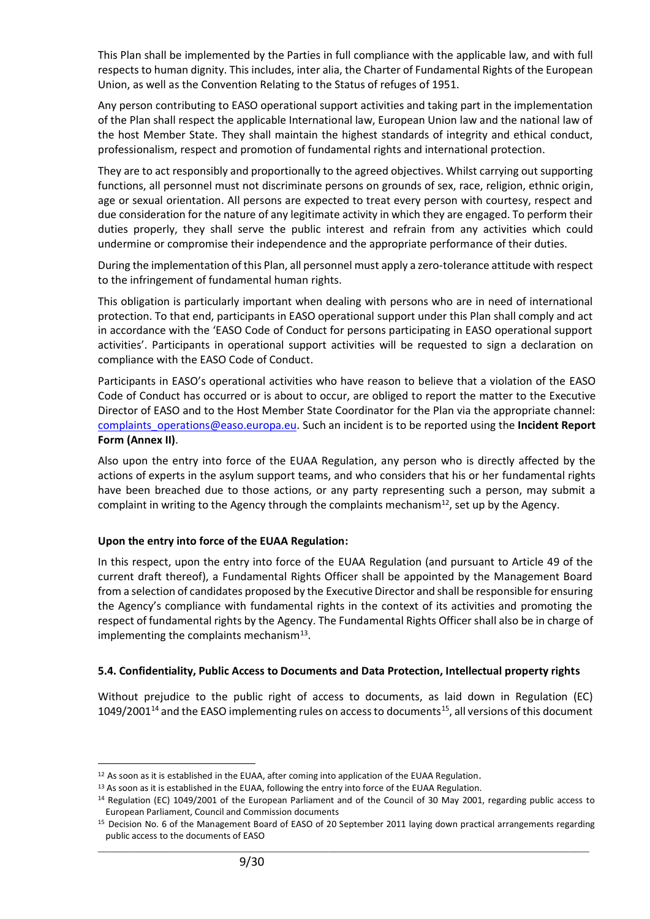This Plan shall be implemented by the Parties in full compliance with the applicable law, and with full respects to human dignity. This includes, inter alia, the Charter of Fundamental Rights of the European Union, as well as the Convention Relating to the Status of refuges of 1951.

Any person contributing to EASO operational support activities and taking part in the implementation of the Plan shall respect the applicable International law, European Union law and the national law of the host Member State. They shall maintain the highest standards of integrity and ethical conduct, professionalism, respect and promotion of fundamental rights and international protection.

They are to act responsibly and proportionally to the agreed objectives. Whilst carrying out supporting functions, all personnel must not discriminate persons on grounds of sex, race, religion, ethnic origin, age or sexual orientation. All persons are expected to treat every person with courtesy, respect and due consideration for the nature of any legitimate activity in which they are engaged. To perform their duties properly, they shall serve the public interest and refrain from any activities which could undermine or compromise their independence and the appropriate performance of their duties.

During the implementation of this Plan, all personnel must apply a zero-tolerance attitude with respect to the infringement of fundamental human rights.

This obligation is particularly important when dealing with persons who are in need of international protection. To that end, participants in EASO operational support under this Plan shall comply and act in accordance with the 'EASO Code of Conduct for persons participating in EASO operational support activities'. Participants in operational support activities will be requested to sign a declaration on compliance with the EASO Code of Conduct.

Participants in EASO's operational activities who have reason to believe that a violation of the EASO Code of Conduct has occurred or is about to occur, are obliged to report the matter to the Executive Director of EASO and to the Host Member State Coordinator for the Plan via the appropriate channel: complaints_operations@easo.europa.eu. Such an incident is to be reported using the **Incident Report Form (Annex II)**.

Also upon the entry into force of the EUAA Regulation, any person who is directly affected by the actions of experts in the asylum support teams, and who considers that his or her fundamental rights have been breached due to those actions, or any party representing such a person, may submit a complaint in writing to the Agency through the complaints mechanism[12], set up by the Agency.

**Upon the entry into force of the EUAA Regulation:**

In this respect, upon the entry into force of the EUAA Regulation (and pursuant to Article 49 of the current draft thereof), a Fundamental Rights Officer shall be appointed by the Management Board from a selection of candidates proposed by the Executive Director and shall be responsible for ensuring the Agency's compliance with fundamental rights in the context of its activities and promoting the respect of fundamental rights by the Agency. The Fundamental Rights Officer shall also be in charge of implementing the complaints mechanism[13].

### 5.4. Confidentiality, Public Access to Documents and Data Protection, Intellectual property rights

Without prejudice to the public right of access to documents, as laid down in Regulation (EC) 1049/2001[14] and the EASO implementing rules on access to documents[15], all versions of this document

---

[12] As soon as it is established in the EUAA, after coming into application of the EUAA Regulation.

[13] As soon as it is established in the EUAA, following the entry into force of the EUAA Regulation.

[14] Regulation (EC) 1049/2001 of the European Parliament and of the Council of 30 May 2001, regarding public access to European Parliament, Council and Commission documents

[15] Decision No. 6 of the Management Board of EASO of 20 September 2011 laying down practical arrangements regarding public access to the documents of EASO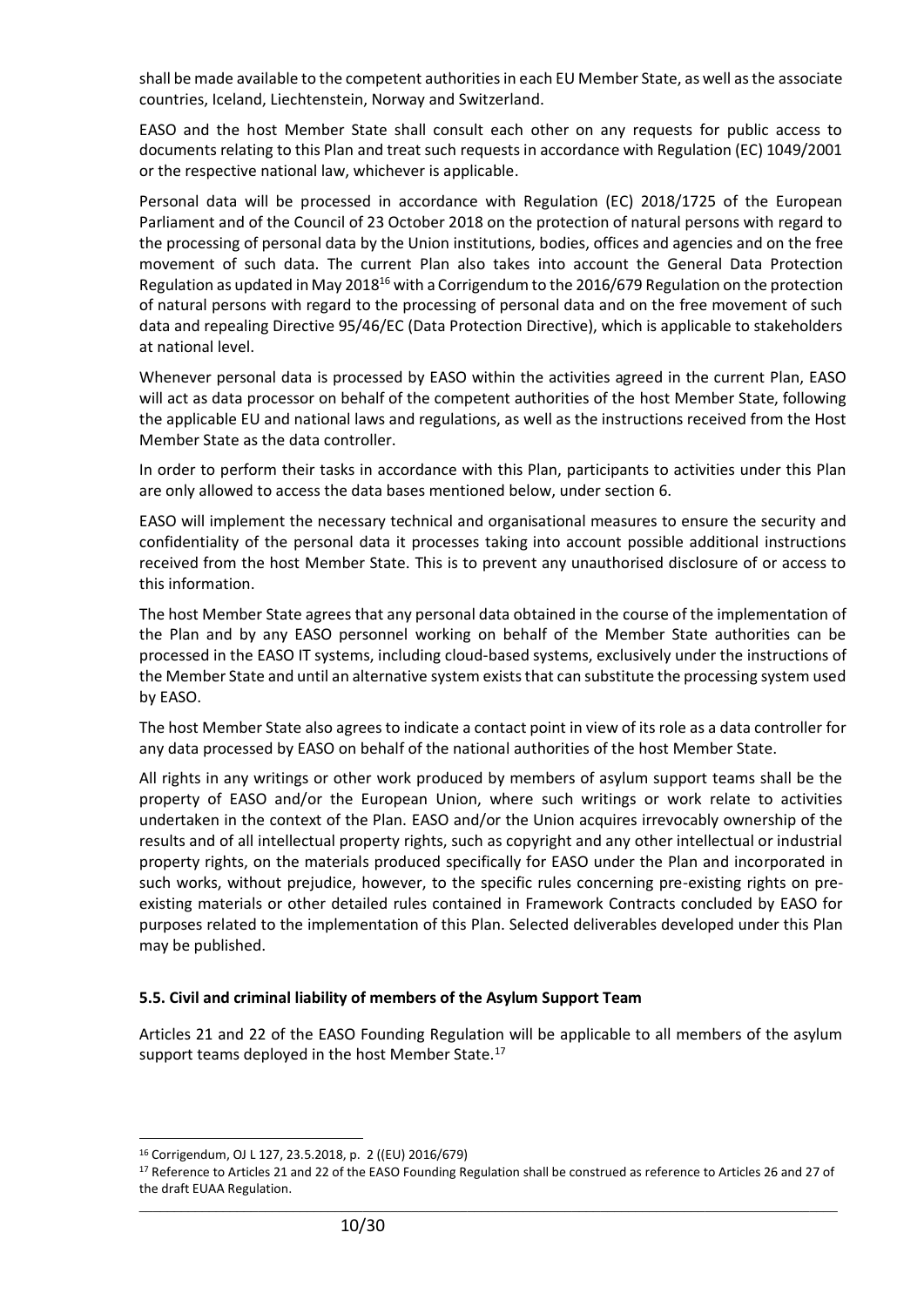shall be made available to the competent authorities in each EU Member State, as well as the associate countries, Iceland, Liechtenstein, Norway and Switzerland.

EASO and the host Member State shall consult each other on any requests for public access to documents relating to this Plan and treat such requests in accordance with Regulation (EC) 1049/2001 or the respective national law, whichever is applicable.

Personal data will be processed in accordance with Regulation (EC) 2018/1725 of the European Parliament and of the Council of 23 October 2018 on the protection of natural persons with regard to the processing of personal data by the Union institutions, bodies, offices and agencies and on the free movement of such data. The current Plan also takes into account the General Data Protection Regulation as updated in May 2018[16] with a Corrigendum to the 2016/679 Regulation on the protection of natural persons with regard to the processing of personal data and on the free movement of such data and repealing Directive 95/46/EC (Data Protection Directive), which is applicable to stakeholders at national level.

Whenever personal data is processed by EASO within the activities agreed in the current Plan, EASO will act as data processor on behalf of the competent authorities of the host Member State, following the applicable EU and national laws and regulations, as well as the instructions received from the Host Member State as the data controller.

In order to perform their tasks in accordance with this Plan, participants to activities under this Plan are only allowed to access the data bases mentioned below, under section 6.

EASO will implement the necessary technical and organisational measures to ensure the security and confidentiality of the personal data it processes taking into account possible additional instructions received from the host Member State. This is to prevent any unauthorised disclosure of or access to this information.

The host Member State agrees that any personal data obtained in the course of the implementation of the Plan and by any EASO personnel working on behalf of the Member State authorities can be processed in the EASO IT systems, including cloud-based systems, exclusively under the instructions of the Member State and until an alternative system exists that can substitute the processing system used by EASO.

The host Member State also agrees to indicate a contact point in view of its role as a data controller for any data processed by EASO on behalf of the national authorities of the host Member State.

All rights in any writings or other work produced by members of asylum support teams shall be the property of EASO and/or the European Union, where such writings or work relate to activities undertaken in the context of the Plan. EASO and/or the Union acquires irrevocably ownership of the results and of all intellectual property rights, such as copyright and any other intellectual or industrial property rights, on the materials produced specifically for EASO under the Plan and incorporated in such works, without prejudice, however, to the specific rules concerning pre-existing rights on pre-existing materials or other detailed rules contained in Framework Contracts concluded by EASO for purposes related to the implementation of this Plan. Selected deliverables developed under this Plan may be published.

### 5.5. Civil and criminal liability of members of the Asylum Support Team

Articles 21 and 22 of the EASO Founding Regulation will be applicable to all members of the asylum support teams deployed in the host Member State.[17]

---

[16] Corrigendum, OJ L 127, 23.5.2018, p. 2 ((EU) 2016/679)

[17] Reference to Articles 21 and 22 of the EASO Founding Regulation shall be construed as reference to Articles 26 and 27 of the draft EUAA Regulation.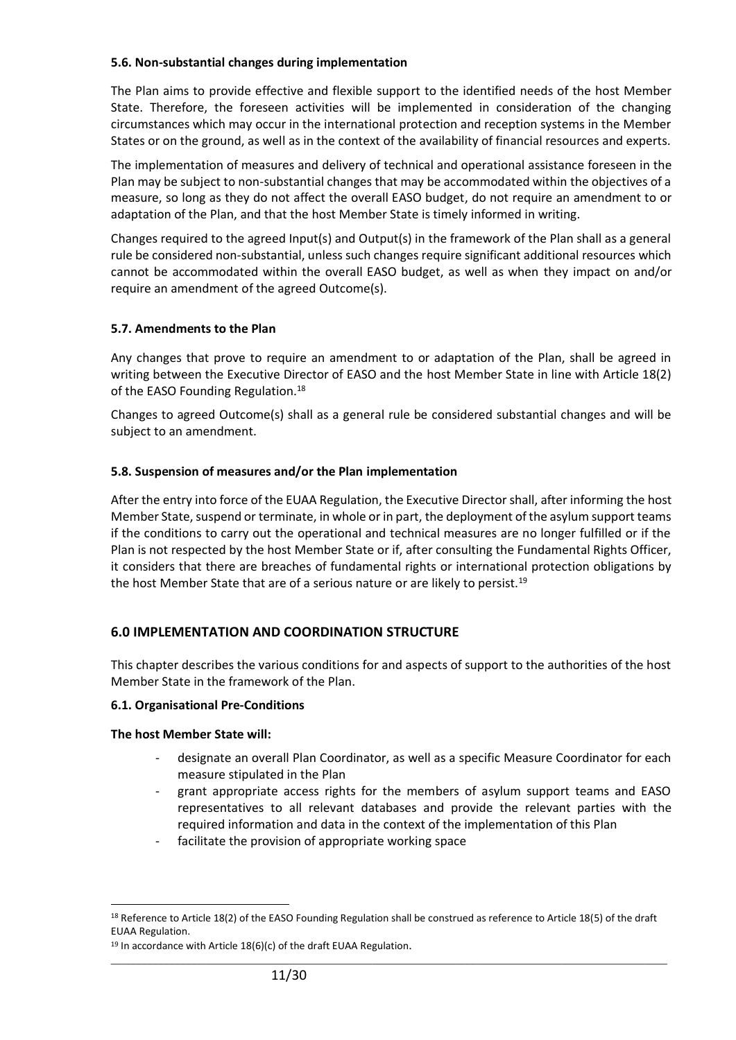#### 5.6. Non-substantial changes during implementation

The Plan aims to provide effective and flexible support to the identified needs of the host Member State. Therefore, the foreseen activities will be implemented in consideration of the changing circumstances which may occur in the international protection and reception systems in the Member States or on the ground, as well as in the context of the availability of financial resources and experts.

The implementation of measures and delivery of technical and operational assistance foreseen in the Plan may be subject to non-substantial changes that may be accommodated within the objectives of a measure, so long as they do not affect the overall EASO budget, do not require an amendment to or adaptation of the Plan, and that the host Member State is timely informed in writing.

Changes required to the agreed Input(s) and Output(s) in the framework of the Plan shall as a general rule be considered non-substantial, unless such changes require significant additional resources which cannot be accommodated within the overall EASO budget, as well as when they impact on and/or require an amendment of the agreed Outcome(s).

#### 5.7. Amendments to the Plan

Any changes that prove to require an amendment to or adaptation of the Plan, shall be agreed in writing between the Executive Director of EASO and the host Member State in line with Article 18(2) of the EASO Founding Regulation.[18]

Changes to agreed Outcome(s) shall as a general rule be considered substantial changes and will be subject to an amendment.

#### 5.8. Suspension of measures and/or the Plan implementation

After the entry into force of the EUAA Regulation, the Executive Director shall, after informing the host Member State, suspend or terminate, in whole or in part, the deployment of the asylum support teams if the conditions to carry out the operational and technical measures are no longer fulfilled or if the Plan is not respected by the host Member State or if, after consulting the Fundamental Rights Officer, it considers that there are breaches of fundamental rights or international protection obligations by the host Member State that are of a serious nature or are likely to persist.[19]

## 6.0 IMPLEMENTATION AND COORDINATION STRUCTURE

This chapter describes the various conditions for and aspects of support to the authorities of the host Member State in the framework of the Plan.

#### 6.1. Organisational Pre-Conditions

**The host Member State will:**

- designate an overall Plan Coordinator, as well as a specific Measure Coordinator for each measure stipulated in the Plan
- grant appropriate access rights for the members of asylum support teams and EASO representatives to all relevant databases and provide the relevant parties with the required information and data in the context of the implementation of this Plan
- facilitate the provision of appropriate working space

---

[18] Reference to Article 18(2) of the EASO Founding Regulation shall be construed as reference to Article 18(5) of the draft EUAA Regulation.

[19] In accordance with Article 18(6)(c) of the draft EUAA Regulation.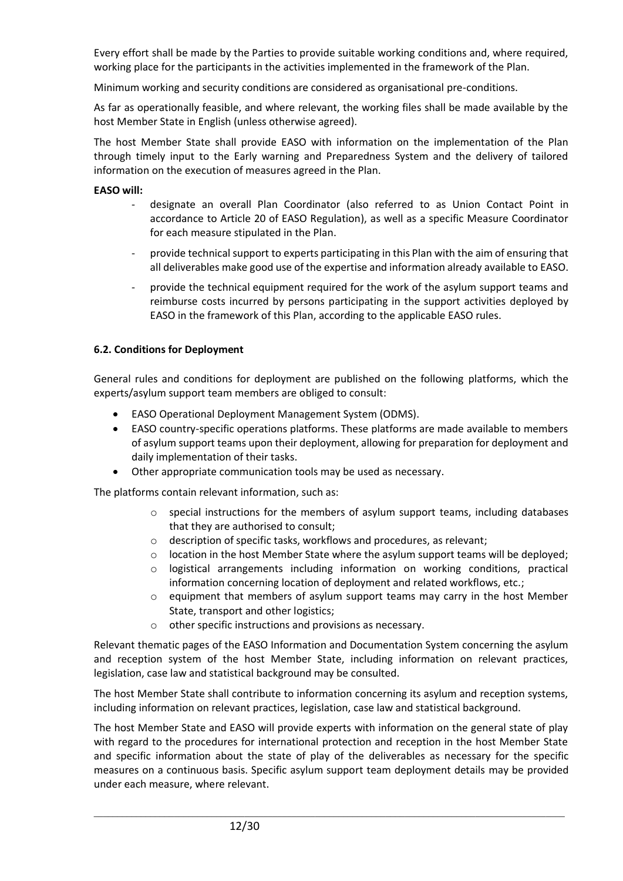Every effort shall be made by the Parties to provide suitable working conditions and, where required, working place for the participants in the activities implemented in the framework of the Plan.

Minimum working and security conditions are considered as organisational pre-conditions.

As far as operationally feasible, and where relevant, the working files shall be made available by the host Member State in English (unless otherwise agreed).

The host Member State shall provide EASO with information on the implementation of the Plan through timely input to the Early warning and Preparedness System and the delivery of tailored information on the execution of measures agreed in the Plan.

**EASO will:**

- designate an overall Plan Coordinator (also referred to as Union Contact Point in accordance to Article 20 of EASO Regulation), as well as a specific Measure Coordinator for each measure stipulated in the Plan.
- provide technical support to experts participating in this Plan with the aim of ensuring that all deliverables make good use of the expertise and information already available to EASO.
- provide the technical equipment required for the work of the asylum support teams and reimburse costs incurred by persons participating in the support activities deployed by EASO in the framework of this Plan, according to the applicable EASO rules.

**6.2. Conditions for Deployment**

General rules and conditions for deployment are published on the following platforms, which the experts/asylum support team members are obliged to consult:

- EASO Operational Deployment Management System (ODMS).
- EASO country-specific operations platforms. These platforms are made available to members of asylum support teams upon their deployment, allowing for preparation for deployment and daily implementation of their tasks.
- Other appropriate communication tools may be used as necessary.

The platforms contain relevant information, such as:

- special instructions for the members of asylum support teams, including databases that they are authorised to consult;
- description of specific tasks, workflows and procedures, as relevant;
- location in the host Member State where the asylum support teams will be deployed;
- logistical arrangements including information on working conditions, practical information concerning location of deployment and related workflows, etc.;
- equipment that members of asylum support teams may carry in the host Member State, transport and other logistics;
- other specific instructions and provisions as necessary.

Relevant thematic pages of the EASO Information and Documentation System concerning the asylum and reception system of the host Member State, including information on relevant practices, legislation, case law and statistical background may be consulted.

The host Member State shall contribute to information concerning its asylum and reception systems, including information on relevant practices, legislation, case law and statistical background.

The host Member State and EASO will provide experts with information on the general state of play with regard to the procedures for international protection and reception in the host Member State and specific information about the state of play of the deliverables as necessary for the specific measures on a continuous basis. Specific asylum support team deployment details may be provided under each measure, where relevant.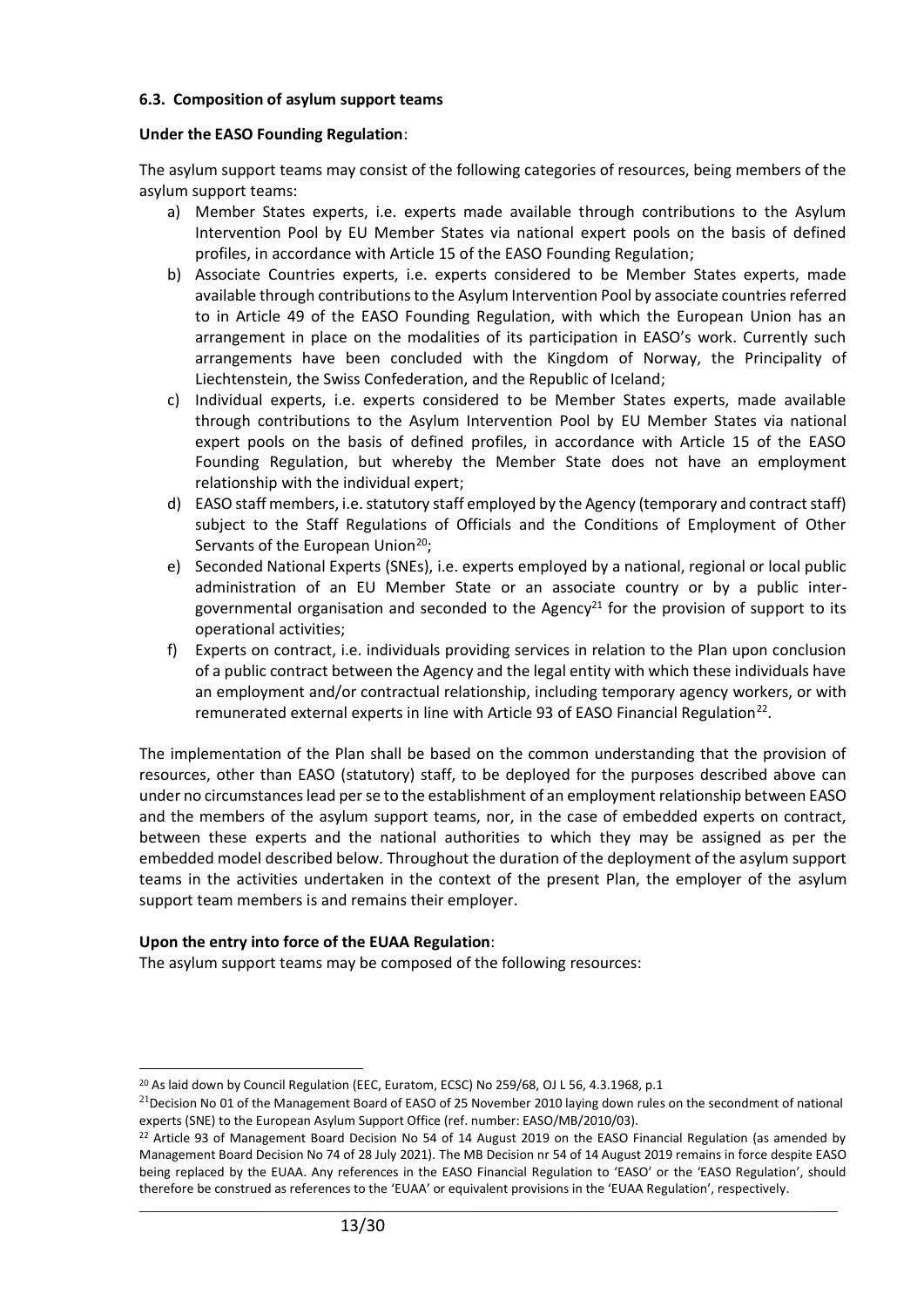### 6.3. Composition of asylum support teams

**Under the EASO Founding Regulation**:

The asylum support teams may consist of the following categories of resources, being members of the asylum support teams:

a) Member States experts, i.e. experts made available through contributions to the Asylum Intervention Pool by EU Member States via national expert pools on the basis of defined profiles, in accordance with Article 15 of the EASO Founding Regulation;
b) Associate Countries experts, i.e. experts considered to be Member States experts, made available through contributions to the Asylum Intervention Pool by associate countries referred to in Article 49 of the EASO Founding Regulation, with which the European Union has an arrangement in place on the modalities of its participation in EASO's work. Currently such arrangements have been concluded with the Kingdom of Norway, the Principality of Liechtenstein, the Swiss Confederation, and the Republic of Iceland;
c) Individual experts, i.e. experts considered to be Member States experts, made available through contributions to the Asylum Intervention Pool by EU Member States via national expert pools on the basis of defined profiles, in accordance with Article 15 of the EASO Founding Regulation, but whereby the Member State does not have an employment relationship with the individual expert;
d) EASO staff members, i.e. statutory staff employed by the Agency (temporary and contract staff) subject to the Staff Regulations of Officials and the Conditions of Employment of Other Servants of the European Union[20];
e) Seconded National Experts (SNEs), i.e. experts employed by a national, regional or local public administration of an EU Member State or an associate country or by a public inter-governmental organisation and seconded to the Agency[21] for the provision of support to its operational activities;
f) Experts on contract, i.e. individuals providing services in relation to the Plan upon conclusion of a public contract between the Agency and the legal entity with which these individuals have an employment and/or contractual relationship, including temporary agency workers, or with remunerated external experts in line with Article 93 of EASO Financial Regulation[22].

The implementation of the Plan shall be based on the common understanding that the provision of resources, other than EASO (statutory) staff, to be deployed for the purposes described above can under no circumstances lead per se to the establishment of an employment relationship between EASO and the members of the asylum support teams, nor, in the case of embedded experts on contract, between these experts and the national authorities to which they may be assigned as per the embedded model described below. Throughout the duration of the deployment of the asylum support teams in the activities undertaken in the context of the present Plan, the employer of the asylum support team members is and remains their employer.

**Upon the entry into force of the EUAA Regulation**:

The asylum support teams may be composed of the following resources:

---

[20] As laid down by Council Regulation (EEC, Euratom, ECSC) No 259/68, OJ L 56, 4.3.1968, p.1

[21] Decision No 01 of the Management Board of EASO of 25 November 2010 laying down rules on the secondment of national experts (SNE) to the European Asylum Support Office (ref. number: EASO/MB/2010/03).

[22] Article 93 of Management Board Decision No 54 of 14 August 2019 on the EASO Financial Regulation (as amended by Management Board Decision No 74 of 28 July 2021). The MB Decision nr 54 of 14 August 2019 remains in force despite EASO being replaced by the EUAA. Any references in the EASO Financial Regulation to 'EASO' or the 'EASO Regulation', should therefore be construed as references to the 'EUAA' or equivalent provisions in the 'EUAA Regulation', respectively.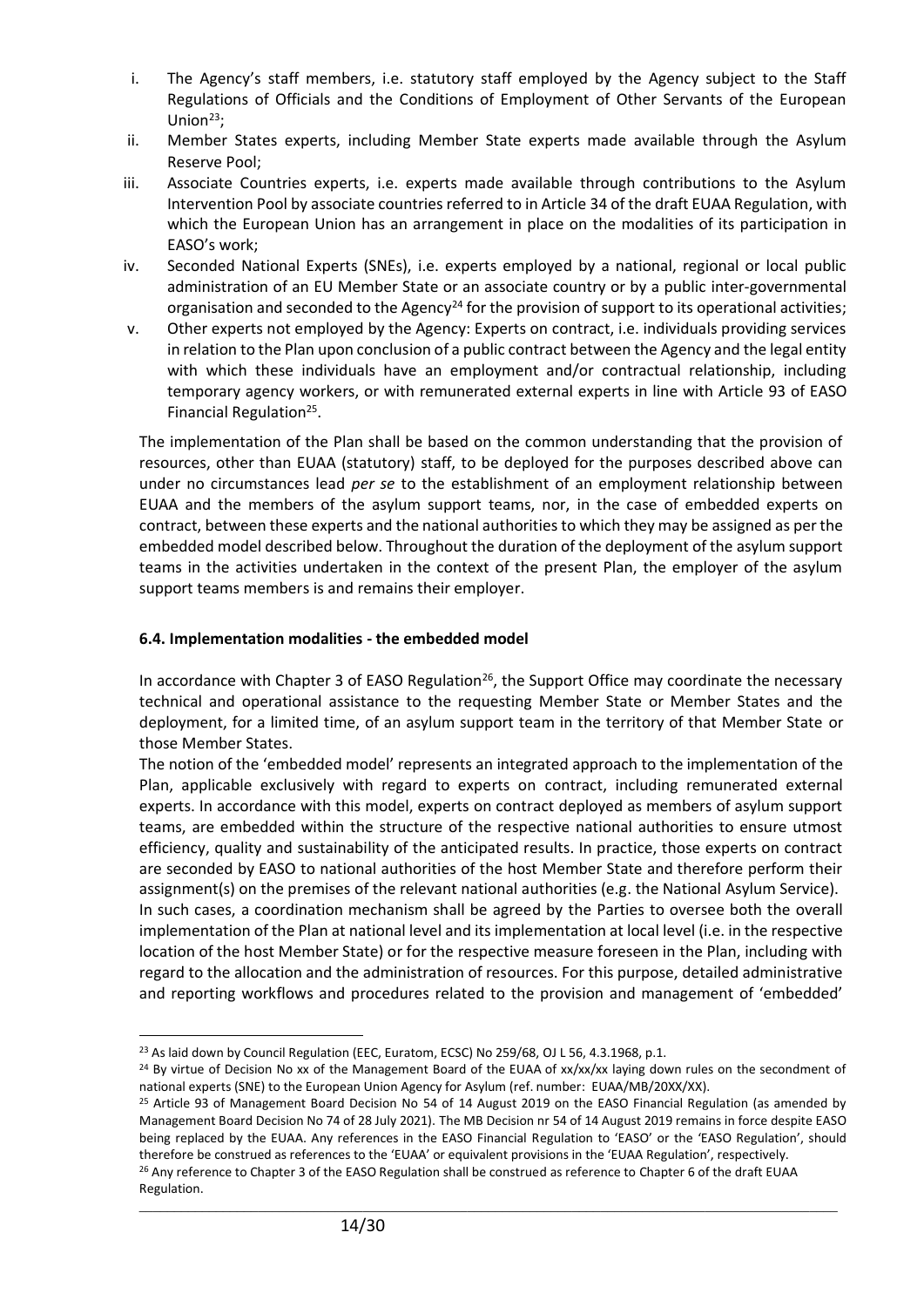i. The Agency's staff members, i.e. statutory staff employed by the Agency subject to the Staff Regulations of Officials and the Conditions of Employment of Other Servants of the European Union[23];
ii. Member States experts, including Member State experts made available through the Asylum Reserve Pool;
iii. Associate Countries experts, i.e. experts made available through contributions to the Asylum Intervention Pool by associate countries referred to in Article 34 of the draft EUAA Regulation, with which the European Union has an arrangement in place on the modalities of its participation in EASO's work;
iv. Seconded National Experts (SNEs), i.e. experts employed by a national, regional or local public administration of an EU Member State or an associate country or by a public inter-governmental organisation and seconded to the Agency[24] for the provision of support to its operational activities;
v. Other experts not employed by the Agency: Experts on contract, i.e. individuals providing services in relation to the Plan upon conclusion of a public contract between the Agency and the legal entity with which these individuals have an employment and/or contractual relationship, including temporary agency workers, or with remunerated external experts in line with Article 93 of EASO Financial Regulation[25].

The implementation of the Plan shall be based on the common understanding that the provision of resources, other than EUAA (statutory) staff, to be deployed for the purposes described above can under no circumstances lead *per se* to the establishment of an employment relationship between EUAA and the members of the asylum support teams, nor, in the case of embedded experts on contract, between these experts and the national authorities to which they may be assigned as per the embedded model described below. Throughout the duration of the deployment of the asylum support teams in the activities undertaken in the context of the present Plan, the employer of the asylum support teams members is and remains their employer.

### 6.4. Implementation modalities - the embedded model

In accordance with Chapter 3 of EASO Regulation[26], the Support Office may coordinate the necessary technical and operational assistance to the requesting Member State or Member States and the deployment, for a limited time, of an asylum support team in the territory of that Member State or those Member States.

The notion of the 'embedded model' represents an integrated approach to the implementation of the Plan, applicable exclusively with regard to experts on contract, including remunerated external experts. In accordance with this model, experts on contract deployed as members of asylum support teams, are embedded within the structure of the respective national authorities to ensure utmost efficiency, quality and sustainability of the anticipated results. In practice, those experts on contract are seconded by EASO to national authorities of the host Member State and therefore perform their assignment(s) on the premises of the relevant national authorities (e.g. the National Asylum Service).

In such cases, a coordination mechanism shall be agreed by the Parties to oversee both the overall implementation of the Plan at national level and its implementation at local level (i.e. in the respective location of the host Member State) or for the respective measure foreseen in the Plan, including with regard to the allocation and the administration of resources. For this purpose, detailed administrative and reporting workflows and procedures related to the provision and management of 'embedded'

---

[23] As laid down by Council Regulation (EEC, Euratom, ECSC) No 259/68, OJ L 56, 4.3.1968, p.1.

[24] By virtue of Decision No xx of the Management Board of the EUAA of xx/xx/xx laying down rules on the secondment of national experts (SNE) to the European Union Agency for Asylum (ref. number: EUAA/MB/20XX/XX).

[25] Article 93 of Management Board Decision No 54 of 14 August 2019 on the EASO Financial Regulation (as amended by Management Board Decision No 74 of 28 July 2021). The MB Decision nr 54 of 14 August 2019 remains in force despite EASO being replaced by the EUAA. Any references in the EASO Financial Regulation to 'EASO' or the 'EASO Regulation', should therefore be construed as references to the 'EUAA' or equivalent provisions in the 'EUAA Regulation', respectively.

[26] Any reference to Chapter 3 of the EASO Regulation shall be construed as reference to Chapter 6 of the draft EUAA Regulation.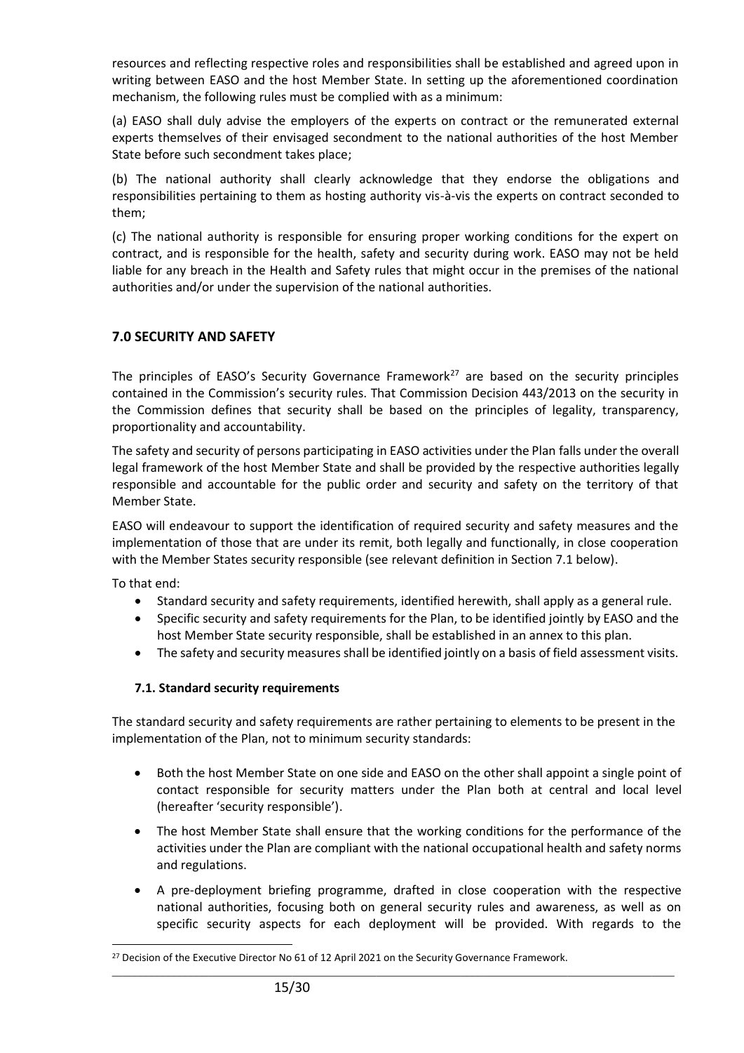resources and reflecting respective roles and responsibilities shall be established and agreed upon in writing between EASO and the host Member State. In setting up the aforementioned coordination mechanism, the following rules must be complied with as a minimum:

(a) EASO shall duly advise the employers of the experts on contract or the remunerated external experts themselves of their envisaged secondment to the national authorities of the host Member State before such secondment takes place;

(b) The national authority shall clearly acknowledge that they endorse the obligations and responsibilities pertaining to them as hosting authority vis-à-vis the experts on contract seconded to them;

(c) The national authority is responsible for ensuring proper working conditions for the expert on contract, and is responsible for the health, safety and security during work. EASO may not be held liable for any breach in the Health and Safety rules that might occur in the premises of the national authorities and/or under the supervision of the national authorities.

## 7.0 SECURITY AND SAFETY

The principles of EASO's Security Governance Framework[27] are based on the security principles contained in the Commission's security rules. That Commission Decision 443/2013 on the security in the Commission defines that security shall be based on the principles of legality, transparency, proportionality and accountability.

The safety and security of persons participating in EASO activities under the Plan falls under the overall legal framework of the host Member State and shall be provided by the respective authorities legally responsible and accountable for the public order and security and safety on the territory of that Member State.

EASO will endeavour to support the identification of required security and safety measures and the implementation of those that are under its remit, both legally and functionally, in close cooperation with the Member States security responsible (see relevant definition in Section 7.1 below).

To that end:

- Standard security and safety requirements, identified herewith, shall apply as a general rule.
- Specific security and safety requirements for the Plan, to be identified jointly by EASO and the host Member State security responsible, shall be established in an annex to this plan.
- The safety and security measures shall be identified jointly on a basis of field assessment visits.

### 7.1. Standard security requirements

The standard security and safety requirements are rather pertaining to elements to be present in the implementation of the Plan, not to minimum security standards:

- Both the host Member State on one side and EASO on the other shall appoint a single point of contact responsible for security matters under the Plan both at central and local level (hereafter 'security responsible').
- The host Member State shall ensure that the working conditions for the performance of the activities under the Plan are compliant with the national occupational health and safety norms and regulations.
- A pre-deployment briefing programme, drafted in close cooperation with the respective national authorities, focusing both on general security rules and awareness, as well as on specific security aspects for each deployment will be provided. With regards to the

[27] Decision of the Executive Director No 61 of 12 April 2021 on the Security Governance Framework.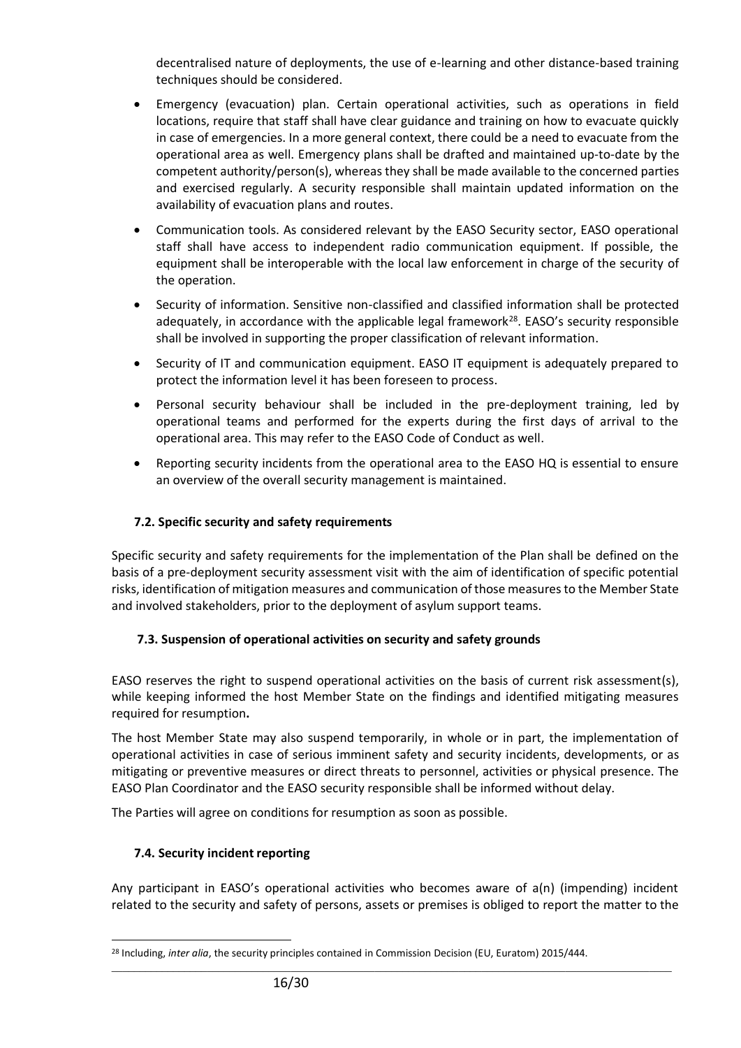decentralised nature of deployments, the use of e-learning and other distance-based training techniques should be considered.

- Emergency (evacuation) plan. Certain operational activities, such as operations in field locations, require that staff shall have clear guidance and training on how to evacuate quickly in case of emergencies. In a more general context, there could be a need to evacuate from the operational area as well. Emergency plans shall be drafted and maintained up-to-date by the competent authority/person(s), whereas they shall be made available to the concerned parties and exercised regularly. A security responsible shall maintain updated information on the availability of evacuation plans and routes.
- Communication tools. As considered relevant by the EASO Security sector, EASO operational staff shall have access to independent radio communication equipment. If possible, the equipment shall be interoperable with the local law enforcement in charge of the security of the operation.
- Security of information. Sensitive non-classified and classified information shall be protected adequately, in accordance with the applicable legal framework[28]. EASO's security responsible shall be involved in supporting the proper classification of relevant information.
- Security of IT and communication equipment. EASO IT equipment is adequately prepared to protect the information level it has been foreseen to process.
- Personal security behaviour shall be included in the pre-deployment training, led by operational teams and performed for the experts during the first days of arrival to the operational area. This may refer to the EASO Code of Conduct as well.
- Reporting security incidents from the operational area to the EASO HQ is essential to ensure an overview of the overall security management is maintained.

### 7.2. Specific security and safety requirements

Specific security and safety requirements for the implementation of the Plan shall be defined on the basis of a pre-deployment security assessment visit with the aim of identification of specific potential risks, identification of mitigation measures and communication of those measures to the Member State and involved stakeholders, prior to the deployment of asylum support teams.

### 7.3. Suspension of operational activities on security and safety grounds

EASO reserves the right to suspend operational activities on the basis of current risk assessment(s), while keeping informed the host Member State on the findings and identified mitigating measures required for resumption**.**

The host Member State may also suspend temporarily, in whole or in part, the implementation of operational activities in case of serious imminent safety and security incidents, developments, or as mitigating or preventive measures or direct threats to personnel, activities or physical presence. The EASO Plan Coordinator and the EASO security responsible shall be informed without delay.

The Parties will agree on conditions for resumption as soon as possible.

### 7.4. Security incident reporting

Any participant in EASO's operational activities who becomes aware of a(n) (impending) incident related to the security and safety of persons, assets or premises is obliged to report the matter to the

[28] Including, *inter alia*, the security principles contained in Commission Decision (EU, Euratom) 2015/444.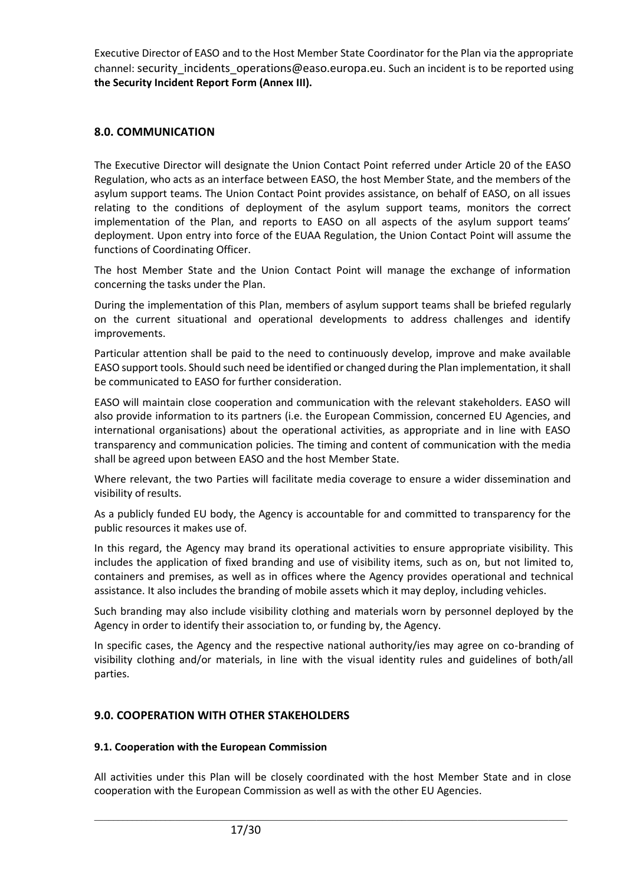Executive Director of EASO and to the Host Member State Coordinator for the Plan via the appropriate channel: security_incidents_operations@easo.europa.eu. Such an incident is to be reported using **the Security Incident Report Form (Annex III).**

## 8.0. COMMUNICATION

The Executive Director will designate the Union Contact Point referred under Article 20 of the EASO Regulation, who acts as an interface between EASO, the host Member State, and the members of the asylum support teams. The Union Contact Point provides assistance, on behalf of EASO, on all issues relating to the conditions of deployment of the asylum support teams, monitors the correct implementation of the Plan, and reports to EASO on all aspects of the asylum support teams' deployment. Upon entry into force of the EUAA Regulation, the Union Contact Point will assume the functions of Coordinating Officer.

The host Member State and the Union Contact Point will manage the exchange of information concerning the tasks under the Plan.

During the implementation of this Plan, members of asylum support teams shall be briefed regularly on the current situational and operational developments to address challenges and identify improvements.

Particular attention shall be paid to the need to continuously develop, improve and make available EASO support tools. Should such need be identified or changed during the Plan implementation, it shall be communicated to EASO for further consideration.

EASO will maintain close cooperation and communication with the relevant stakeholders. EASO will also provide information to its partners (i.e. the European Commission, concerned EU Agencies, and international organisations) about the operational activities, as appropriate and in line with EASO transparency and communication policies. The timing and content of communication with the media shall be agreed upon between EASO and the host Member State.

Where relevant, the two Parties will facilitate media coverage to ensure a wider dissemination and visibility of results.

As a publicly funded EU body, the Agency is accountable for and committed to transparency for the public resources it makes use of.

In this regard, the Agency may brand its operational activities to ensure appropriate visibility. This includes the application of fixed branding and use of visibility items, such as on, but not limited to, containers and premises, as well as in offices where the Agency provides operational and technical assistance. It also includes the branding of mobile assets which it may deploy, including vehicles.

Such branding may also include visibility clothing and materials worn by personnel deployed by the Agency in order to identify their association to, or funding by, the Agency.

In specific cases, the Agency and the respective national authority/ies may agree on co-branding of visibility clothing and/or materials, in line with the visual identity rules and guidelines of both/all parties.

## 9.0. COOPERATION WITH OTHER STAKEHOLDERS

### 9.1. Cooperation with the European Commission

All activities under this Plan will be closely coordinated with the host Member State and in close cooperation with the European Commission as well as with the other EU Agencies.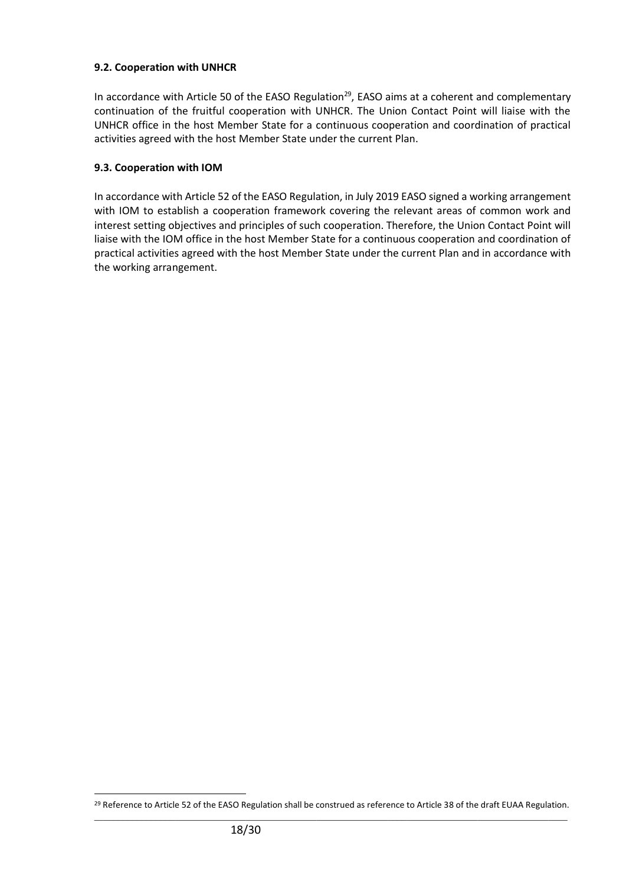### 9.2. Cooperation with UNHCR

In accordance with Article 50 of the EASO Regulation[29], EASO aims at a coherent and complementary continuation of the fruitful cooperation with UNHCR. The Union Contact Point will liaise with the UNHCR office in the host Member State for a continuous cooperation and coordination of practical activities agreed with the host Member State under the current Plan.

### 9.3. Cooperation with IOM

In accordance with Article 52 of the EASO Regulation, in July 2019 EASO signed a working arrangement with IOM to establish a cooperation framework covering the relevant areas of common work and interest setting objectives and principles of such cooperation. Therefore, the Union Contact Point will liaise with the IOM office in the host Member State for a continuous cooperation and coordination of practical activities agreed with the host Member State under the current Plan and in accordance with the working arrangement.

[29] Reference to Article 52 of the EASO Regulation shall be construed as reference to Article 38 of the draft EUAA Regulation.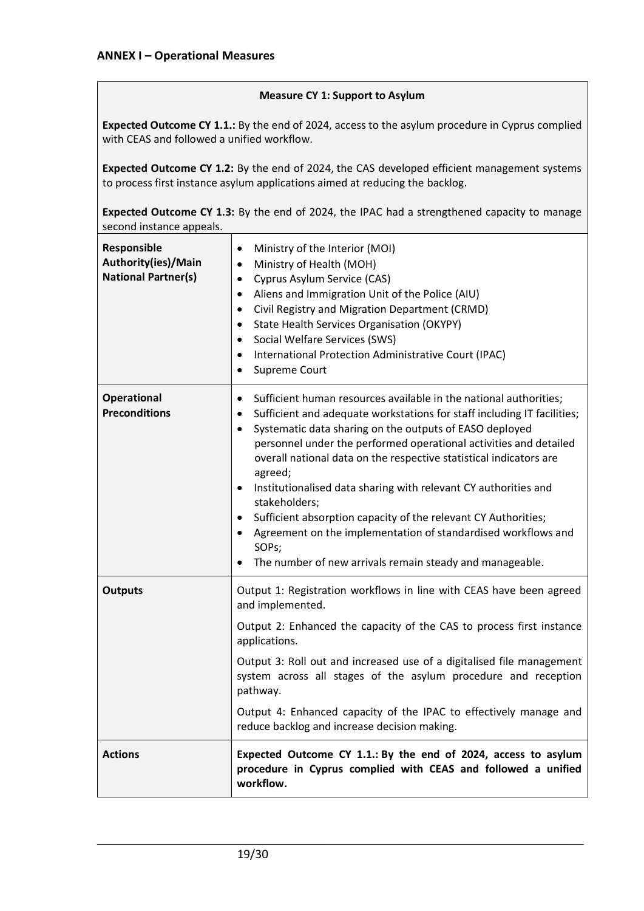## ANNEX I – Operational Measures

<table>
<tr><td colspan="2">

**Measure CY 1: Support to Asylum**

**Expected Outcome CY 1.1.:** By the end of 2024, access to the asylum procedure in Cyprus complied with CEAS and followed a unified workflow.

**Expected Outcome CY 1.2:** By the end of 2024, the CAS developed efficient management systems to process first instance asylum applications aimed at reducing the backlog.

**Expected Outcome CY 1.3:** By the end of 2024, the IPAC had a strengthened capacity to manage second instance appeals.

</td></tr>
<tr><td>

**Responsible Authority(ies)/Main National Partner(s)**

</td><td>

- Ministry of the Interior (MOI)
- Ministry of Health (MOH)
- Cyprus Asylum Service (CAS)
- Aliens and Immigration Unit of the Police (AIU)
- Civil Registry and Migration Department (CRMD)
- State Health Services Organisation (OKYPY)
- Social Welfare Services (SWS)
- International Protection Administrative Court (IPAC)
- Supreme Court

</td></tr>
<tr><td>

**Operational Preconditions**

</td><td>

- Sufficient human resources available in the national authorities;
- Sufficient and adequate workstations for staff including IT facilities;
- Systematic data sharing on the outputs of EASO deployed personnel under the performed operational activities and detailed overall national data on the respective statistical indicators are agreed;
- Institutionalised data sharing with relevant CY authorities and stakeholders;
- Sufficient absorption capacity of the relevant CY Authorities;
- Agreement on the implementation of standardised workflows and SOPs;
- The number of new arrivals remain steady and manageable.

</td></tr>
<tr><td>

**Outputs**

</td><td>

Output 1: Registration workflows in line with CEAS have been agreed and implemented.

Output 2: Enhanced the capacity of the CAS to process first instance applications.

Output 3: Roll out and increased use of a digitalised file management system across all stages of the asylum procedure and reception pathway.

Output 4: Enhanced capacity of the IPAC to effectively manage and reduce backlog and increase decision making.

</td></tr>
<tr><td>

**Actions**

</td><td>

**Expected Outcome CY 1.1.: By the end of 2024, access to asylum procedure in Cyprus complied with CEAS and followed a unified workflow.**

</td></tr>
</table>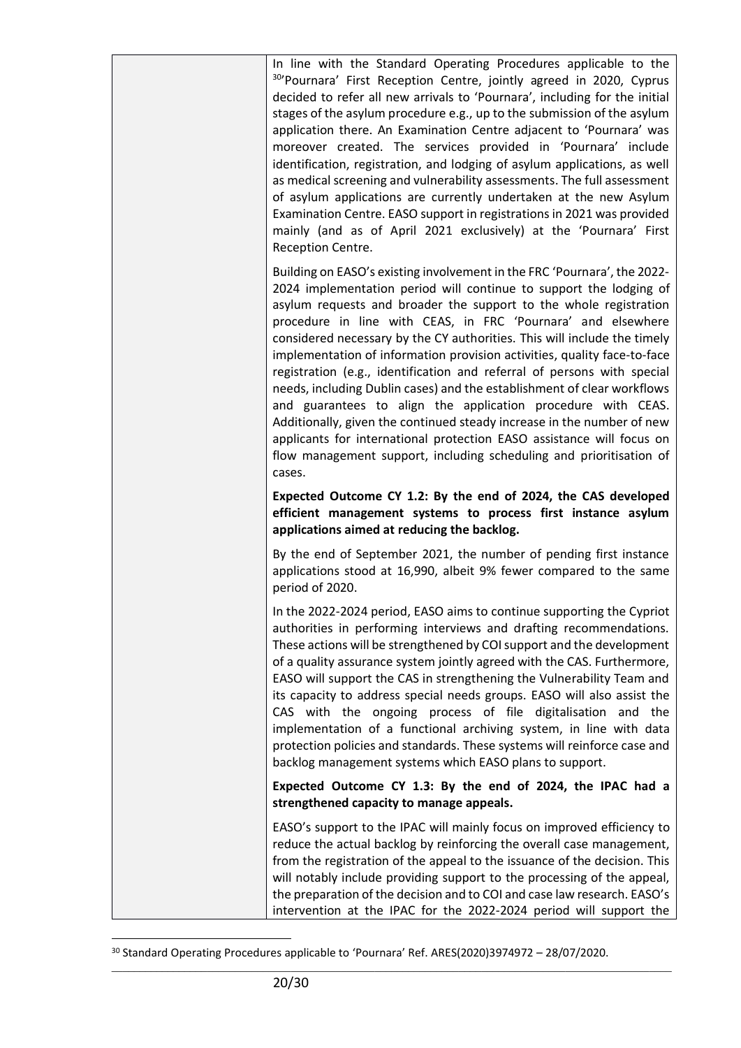| | In line with the Standard Operating Procedures applicable to the [30]'Pournara' First Reception Centre, jointly agreed in 2020, Cyprus decided to refer all new arrivals to 'Pournara', including for the initial stages of the asylum procedure e.g., up to the submission of the asylum application there. An Examination Centre adjacent to 'Pournara' was moreover created. The services provided in 'Pournara' include identification, registration, and lodging of asylum applications, as well as medical screening and vulnerability assessments. The full assessment of asylum applications are currently undertaken at the new Asylum Examination Centre. EASO support in registrations in 2021 was provided mainly (and as of April 2021 exclusively) at the 'Pournara' First Reception Centre.<br><br>Building on EASO's existing involvement in the FRC 'Pournara', the 2022-2024 implementation period will continue to support the lodging of asylum requests and broader the support to the whole registration procedure in line with CEAS, in FRC 'Pournara' and elsewhere considered necessary by the CY authorities. This will include the timely implementation of information provision activities, quality face-to-face registration (e.g., identification and referral of persons with special needs, including Dublin cases) and the establishment of clear workflows and guarantees to align the application procedure with CEAS. Additionally, given the continued steady increase in the number of new applicants for international protection EASO assistance will focus on flow management support, including scheduling and prioritisation of cases.<br><br>**Expected Outcome CY 1.2: By the end of 2024, the CAS developed efficient management systems to process first instance asylum applications aimed at reducing the backlog.**<br><br>By the end of September 2021, the number of pending first instance applications stood at 16,990, albeit 9% fewer compared to the same period of 2020.<br><br>In the 2022-2024 period, EASO aims to continue supporting the Cypriot authorities in performing interviews and drafting recommendations. These actions will be strengthened by COI support and the development of a quality assurance system jointly agreed with the CAS. Furthermore, EASO will support the CAS in strengthening the Vulnerability Team and its capacity to address special needs groups. EASO will also assist the CAS with the ongoing process of file digitalisation and the implementation of a functional archiving system, in line with data protection policies and standards. These systems will reinforce case and backlog management systems which EASO plans to support.<br><br>**Expected Outcome CY 1.3: By the end of 2024, the IPAC had a strengthened capacity to manage appeals.**<br><br>EASO's support to the IPAC will mainly focus on improved efficiency to reduce the actual backlog by reinforcing the overall case management, from the registration of the appeal to the issuance of the decision. This will notably include providing support to the processing of the appeal, the preparation of the decision and to COI and case law research. EASO's intervention at the IPAC for the 2022-2024 period will support the |
|---|---|

[30] Standard Operating Procedures applicable to 'Pournara' Ref. ARES(2020)3974972 – 28/07/2020.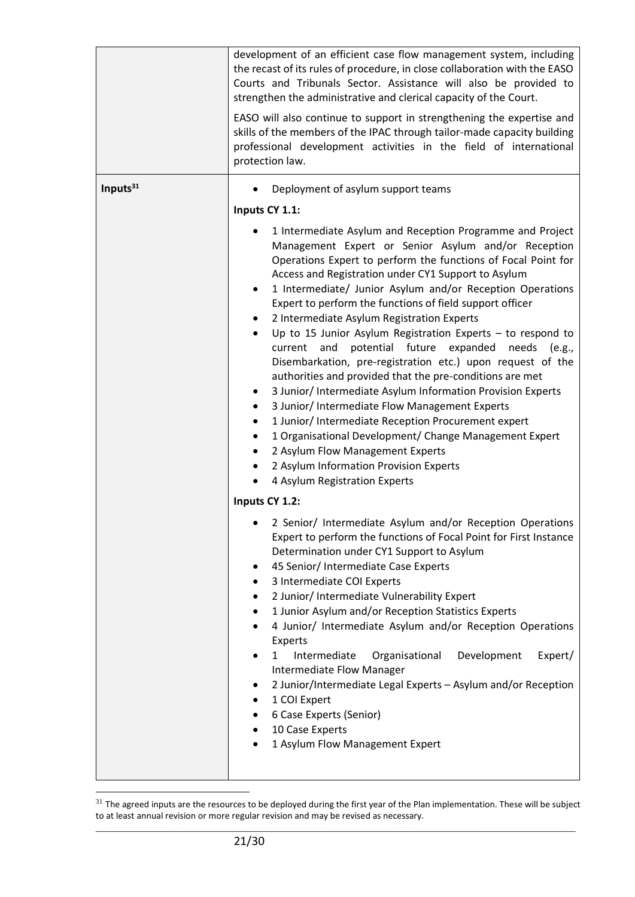| | |
|---|---|
| | development of an efficient case flow management system, including the recast of its rules of procedure, in close collaboration with the EASO Courts and Tribunals Sector. Assistance will also be provided to strengthen the administrative and clerical capacity of the Court.<br><br>EASO will also continue to support in strengthening the expertise and skills of the members of the IPAC through tailor-made capacity building professional development activities in the field of international protection law. |
| **Inputs**[31] | • Deployment of asylum support teams<br><br>**Inputs CY 1.1:**<br><br>• 1 Intermediate Asylum and Reception Programme and Project Management Expert or Senior Asylum and/or Reception Operations Expert to perform the functions of Focal Point for Access and Registration under CY1 Support to Asylum<br>• 1 Intermediate/ Junior Asylum and/or Reception Operations Expert to perform the functions of field support officer<br>• 2 Intermediate Asylum Registration Experts<br>• Up to 15 Junior Asylum Registration Experts – to respond to current and potential future expanded needs (e.g., Disembarkation, pre-registration etc.) upon request of the authorities and provided that the pre-conditions are met<br>• 3 Junior/ Intermediate Asylum Information Provision Experts<br>• 3 Junior/ Intermediate Flow Management Experts<br>• 1 Junior/ Intermediate Reception Procurement expert<br>• 1 Organisational Development/ Change Management Expert<br>• 2 Asylum Flow Management Experts<br>• 2 Asylum Information Provision Experts<br>• 4 Asylum Registration Experts<br><br>**Inputs CY 1.2:**<br><br>• 2 Senior/ Intermediate Asylum and/or Reception Operations Expert to perform the functions of Focal Point for First Instance Determination under CY1 Support to Asylum<br>• 45 Senior/ Intermediate Case Experts<br>• 3 Intermediate COI Experts<br>• 2 Junior/ Intermediate Vulnerability Expert<br>• 1 Junior Asylum and/or Reception Statistics Experts<br>• 4 Junior/ Intermediate Asylum and/or Reception Operations Experts<br>• 1 Intermediate Organisational Development Expert/ Intermediate Flow Manager<br>• 2 Junior/Intermediate Legal Experts – Asylum and/or Reception<br>• 1 COI Expert<br>• 6 Case Experts (Senior)<br>• 10 Case Experts<br>• 1 Asylum Flow Management Expert |

[31] The agreed inputs are the resources to be deployed during the first year of the Plan implementation. These will be subject to at least annual revision or more regular revision and may be revised as necessary.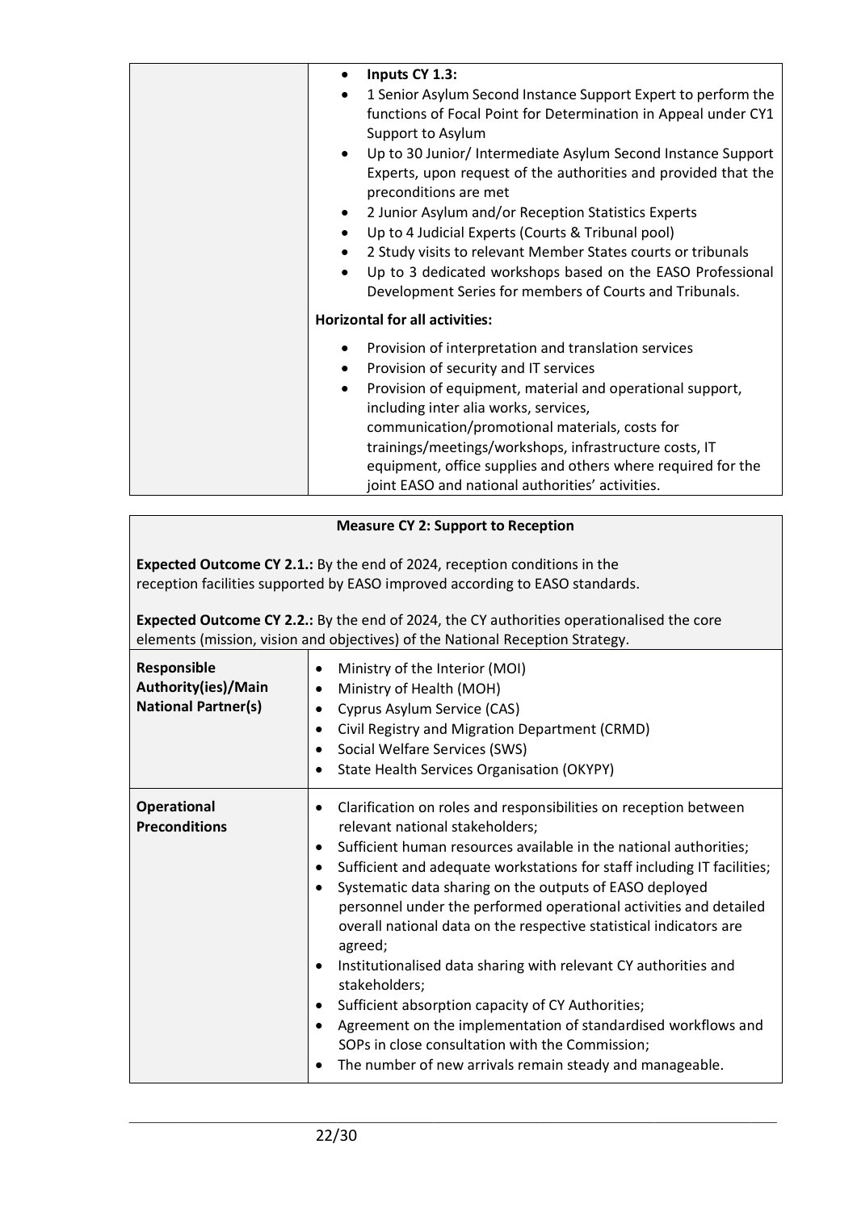| | • **Inputs CY 1.3:**<br>• 1 Senior Asylum Second Instance Support Expert to perform the functions of Focal Point for Determination in Appeal under CY1 Support to Asylum<br>• Up to 30 Junior/ Intermediate Asylum Second Instance Support Experts, upon request of the authorities and provided that the preconditions are met<br>• 2 Junior Asylum and/or Reception Statistics Experts<br>• Up to 4 Judicial Experts (Courts & Tribunal pool)<br>• 2 Study visits to relevant Member States courts or tribunals<br>• Up to 3 dedicated workshops based on the EASO Professional Development Series for members of Courts and Tribunals.<br><br>**Horizontal for all activities:**<br>• Provision of interpretation and translation services<br>• Provision of security and IT services<br>• Provision of equipment, material and operational support, including inter alia works, services, communication/promotional materials, costs for trainings/meetings/workshops, infrastructure costs, IT equipment, office supplies and others where required for the joint EASO and national authorities' activities. |
|---|---|

**Measure CY 2: Support to Reception**

**Expected Outcome CY 2.1.:** By the end of 2024, reception conditions in the reception facilities supported by EASO improved according to EASO standards.

**Expected Outcome CY 2.2.:** By the end of 2024, the CY authorities operationalised the core elements (mission, vision and objectives) of the National Reception Strategy.

| | |
|---|---|
| **Responsible Authority(ies)/Main National Partner(s)** | • Ministry of the Interior (MOI)<br>• Ministry of Health (MOH)<br>• Cyprus Asylum Service (CAS)<br>• Civil Registry and Migration Department (CRMD)<br>• Social Welfare Services (SWS)<br>• State Health Services Organisation (OKYPY) |
| **Operational Preconditions** | • Clarification on roles and responsibilities on reception between relevant national stakeholders;<br>• Sufficient human resources available in the national authorities;<br>• Sufficient and adequate workstations for staff including IT facilities;<br>• Systematic data sharing on the outputs of EASO deployed personnel under the performed operational activities and detailed overall national data on the respective statistical indicators are agreed;<br>• Institutionalised data sharing with relevant CY authorities and stakeholders;<br>• Sufficient absorption capacity of CY Authorities;<br>• Agreement on the implementation of standardised workflows and SOPs in close consultation with the Commission;<br>• The number of new arrivals remain steady and manageable. |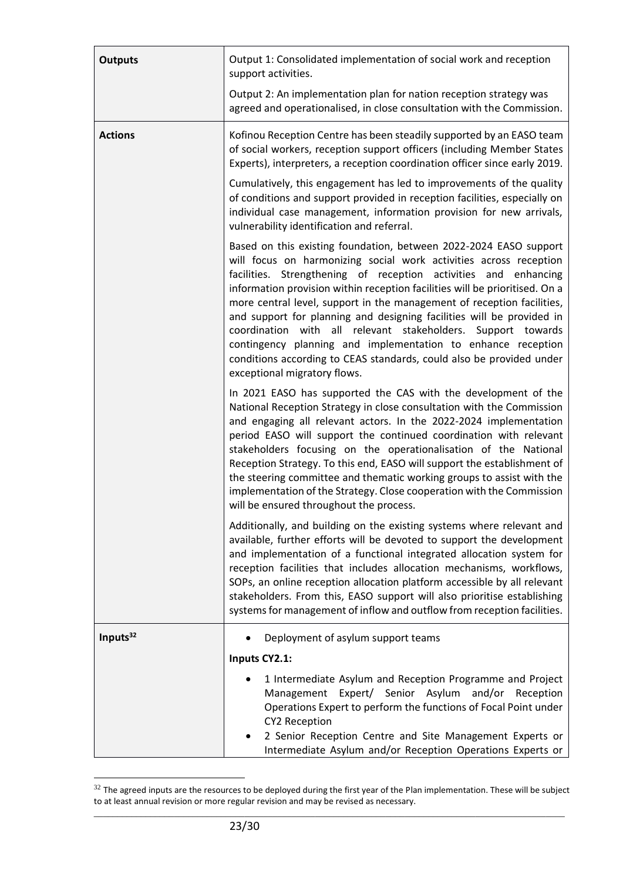| | |
|---|---|
| **Outputs** | Output 1: Consolidated implementation of social work and reception support activities.<br><br>Output 2: An implementation plan for nation reception strategy was agreed and operationalised, in close consultation with the Commission. |
| **Actions** | Kofinou Reception Centre has been steadily supported by an EASO team of social workers, reception support officers (including Member States Experts), interpreters, a reception coordination officer since early 2019.<br><br>Cumulatively, this engagement has led to improvements of the quality of conditions and support provided in reception facilities, especially on individual case management, information provision for new arrivals, vulnerability identification and referral.<br><br>Based on this existing foundation, between 2022-2024 EASO support will focus on harmonizing social work activities across reception facilities. Strengthening of reception activities and enhancing information provision within reception facilities will be prioritised. On a more central level, support in the management of reception facilities, and support for planning and designing facilities will be provided in coordination with all relevant stakeholders. Support towards contingency planning and implementation to enhance reception conditions according to CEAS standards, could also be provided under exceptional migratory flows.<br><br>In 2021 EASO has supported the CAS with the development of the National Reception Strategy in close consultation with the Commission and engaging all relevant actors. In the 2022-2024 implementation period EASO will support the continued coordination with relevant stakeholders focusing on the operationalisation of the National Reception Strategy. To this end, EASO will support the establishment of the steering committee and thematic working groups to assist with the implementation of the Strategy. Close cooperation with the Commission will be ensured throughout the process.<br><br>Additionally, and building on the existing systems where relevant and available, further efforts will be devoted to support the development and implementation of a functional integrated allocation system for reception facilities that includes allocation mechanisms, workflows, SOPs, an online reception allocation platform accessible by all relevant stakeholders. From this, EASO support will also prioritise establishing systems for management of inflow and outflow from reception facilities. |
| **Inputs**[32] | • Deployment of asylum support teams<br><br>**Inputs CY2.1:**<br><br>• 1 Intermediate Asylum and Reception Programme and Project Management Expert/ Senior Asylum and/or Reception Operations Expert to perform the functions of Focal Point under CY2 Reception<br>• 2 Senior Reception Centre and Site Management Experts or Intermediate Asylum and/or Reception Operations Experts or |

[32] The agreed inputs are the resources to be deployed during the first year of the Plan implementation. These will be subject to at least annual revision or more regular revision and may be revised as necessary.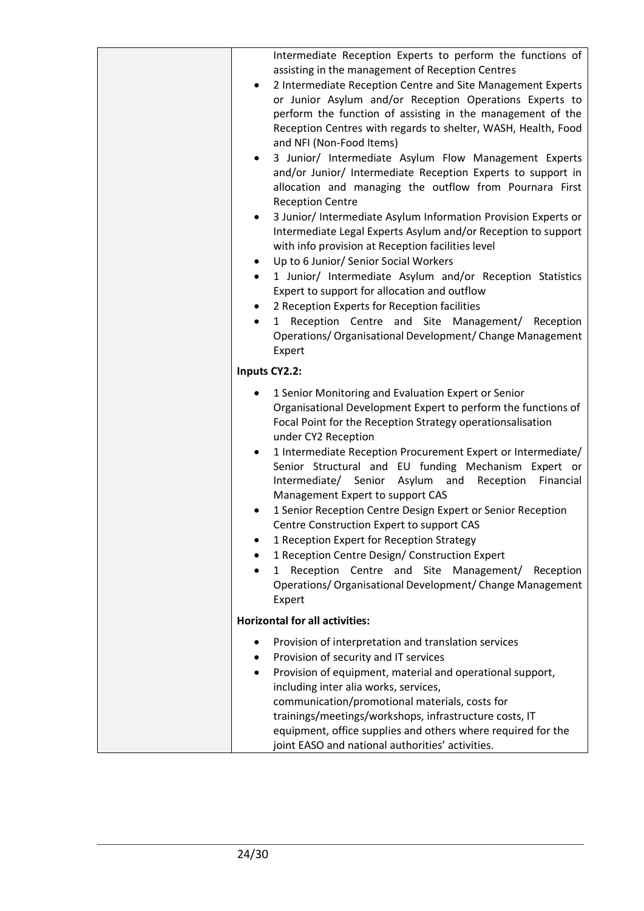| | |
|---|---|
| | Intermediate Reception Experts to perform the functions of assisting in the management of Reception Centres<br>• 2 Intermediate Reception Centre and Site Management Experts or Junior Asylum and/or Reception Operations Experts to perform the function of assisting in the management of the Reception Centres with regards to shelter, WASH, Health, Food and NFI (Non-Food Items)<br>• 3 Junior/ Intermediate Asylum Flow Management Experts and/or Junior/ Intermediate Reception Experts to support in allocation and managing the outflow from Pournara First Reception Centre<br>• 3 Junior/ Intermediate Asylum Information Provision Experts or Intermediate Legal Experts Asylum and/or Reception to support with info provision at Reception facilities level<br>• Up to 6 Junior/ Senior Social Workers<br>• 1 Junior/ Intermediate Asylum and/or Reception Statistics Expert to support for allocation and outflow<br>• 2 Reception Experts for Reception facilities<br>• 1 Reception Centre and Site Management/ Reception Operations/ Organisational Development/ Change Management Expert<br><br>**Inputs CY2.2:**<br><br>• 1 Senior Monitoring and Evaluation Expert or Senior Organisational Development Expert to perform the functions of Focal Point for the Reception Strategy operationsalisation under CY2 Reception<br>• 1 Intermediate Reception Procurement Expert or Intermediate/ Senior Structural and EU funding Mechanism Expert or Intermediate/ Senior Asylum and Reception Financial Management Expert to support CAS<br>• 1 Senior Reception Centre Design Expert or Senior Reception Centre Construction Expert to support CAS<br>• 1 Reception Expert for Reception Strategy<br>• 1 Reception Centre Design/ Construction Expert<br>• 1 Reception Centre and Site Management/ Reception Operations/ Organisational Development/ Change Management Expert<br><br>**Horizontal for all activities:**<br><br>• Provision of interpretation and translation services<br>• Provision of security and IT services<br>• Provision of equipment, material and operational support, including inter alia works, services, communication/promotional materials, costs for trainings/meetings/workshops, infrastructure costs, IT equipment, office supplies and others where required for the joint EASO and national authorities' activities. |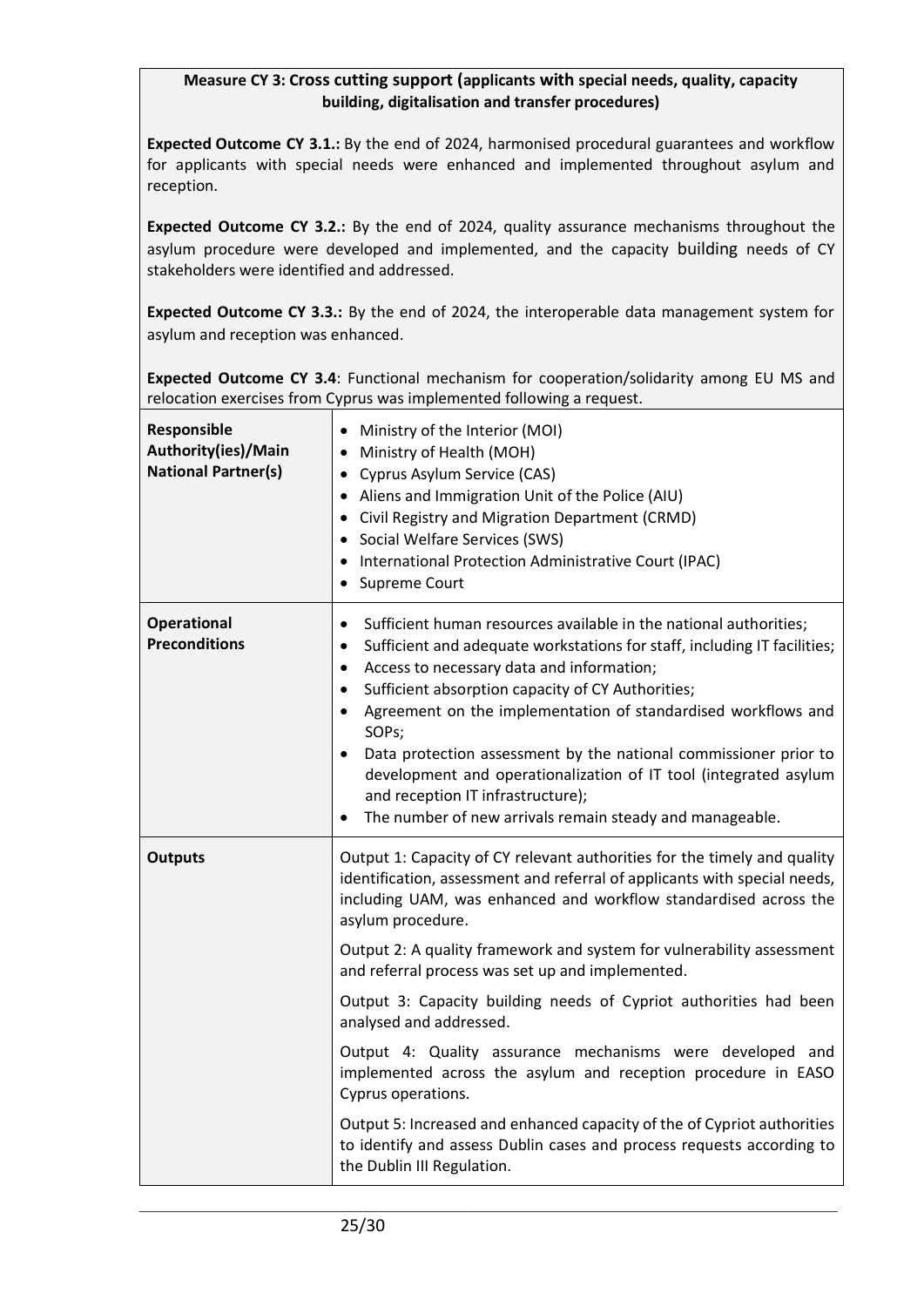**Measure CY 3: Cross cutting support (applicants with special needs, quality, capacity building, digitalisation and transfer procedures)**

**Expected Outcome CY 3.1.:** By the end of 2024, harmonised procedural guarantees and workflow for applicants with special needs were enhanced and implemented throughout asylum and reception.

**Expected Outcome CY 3.2.:** By the end of 2024, quality assurance mechanisms throughout the asylum procedure were developed and implemented, and the capacity building needs of CY stakeholders were identified and addressed.

**Expected Outcome CY 3.3.:** By the end of 2024, the interoperable data management system for asylum and reception was enhanced.

**Expected Outcome CY 3.4**: Functional mechanism for cooperation/solidarity among EU MS and relocation exercises from Cyprus was implemented following a request.

| | |
|---|---|
| **Responsible Authority(ies)/Main National Partner(s)** | • Ministry of the Interior (MOI)<br>• Ministry of Health (MOH)<br>• Cyprus Asylum Service (CAS)<br>• Aliens and Immigration Unit of the Police (AIU)<br>• Civil Registry and Migration Department (CRMD)<br>• Social Welfare Services (SWS)<br>• International Protection Administrative Court (IPAC)<br>• Supreme Court |
| **Operational Preconditions** | • Sufficient human resources available in the national authorities;<br>• Sufficient and adequate workstations for staff, including IT facilities;<br>• Access to necessary data and information;<br>• Sufficient absorption capacity of CY Authorities;<br>• Agreement on the implementation of standardised workflows and SOPs;<br>• Data protection assessment by the national commissioner prior to development and operationalization of IT tool (integrated asylum and reception IT infrastructure);<br>• The number of new arrivals remain steady and manageable. |
| **Outputs** | Output 1: Capacity of CY relevant authorities for the timely and quality identification, assessment and referral of applicants with special needs, including UAM, was enhanced and workflow standardised across the asylum procedure.<br><br>Output 2: A quality framework and system for vulnerability assessment and referral process was set up and implemented.<br><br>Output 3: Capacity building needs of Cypriot authorities had been analysed and addressed.<br><br>Output 4: Quality assurance mechanisms were developed and implemented across the asylum and reception procedure in EASO Cyprus operations.<br><br>Output 5: Increased and enhanced capacity of the of Cypriot authorities to identify and assess Dublin cases and process requests according to the Dublin III Regulation. |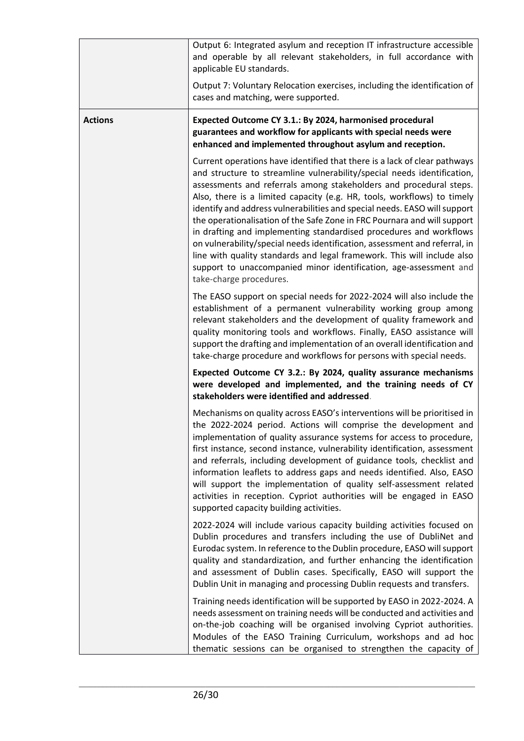| | |
|---|---|
| | Output 6: Integrated asylum and reception IT infrastructure accessible and operable by all relevant stakeholders, in full accordance with applicable EU standards.<br><br>Output 7: Voluntary Relocation exercises, including the identification of cases and matching, were supported. |
| **Actions** | **Expected Outcome CY 3.1.: By 2024, harmonised procedural guarantees and workflow for applicants with special needs were enhanced and implemented throughout asylum and reception.**<br><br>Current operations have identified that there is a lack of clear pathways and structure to streamline vulnerability/special needs identification, assessments and referrals among stakeholders and procedural steps. Also, there is a limited capacity (e.g. HR, tools, workflows) to timely identify and address vulnerabilities and special needs. EASO will support the operationalisation of the Safe Zone in FRC Pournara and will support in drafting and implementing standardised procedures and workflows on vulnerability/special needs identification, assessment and referral, in line with quality standards and legal framework. This will include also support to unaccompanied minor identification, age-assessment and take-charge procedures.<br><br>The EASO support on special needs for 2022-2024 will also include the establishment of a permanent vulnerability working group among relevant stakeholders and the development of quality framework and quality monitoring tools and workflows. Finally, EASO assistance will support the drafting and implementation of an overall identification and take-charge procedure and workflows for persons with special needs.<br><br>**Expected Outcome CY 3.2.: By 2024, quality assurance mechanisms were developed and implemented, and the training needs of CY stakeholders were identified and addressed.**<br><br>Mechanisms on quality across EASO's interventions will be prioritised in the 2022-2024 period. Actions will comprise the development and implementation of quality assurance systems for access to procedure, first instance, second instance, vulnerability identification, assessment and referrals, including development of guidance tools, checklist and information leaflets to address gaps and needs identified. Also, EASO will support the implementation of quality self-assessment related activities in reception. Cypriot authorities will be engaged in EASO supported capacity building activities.<br><br>2022-2024 will include various capacity building activities focused on Dublin procedures and transfers including the use of DubliNet and Eurodac system. In reference to the Dublin procedure, EASO will support quality and standardization, and further enhancing the identification and assessment of Dublin cases. Specifically, EASO will support the Dublin Unit in managing and processing Dublin requests and transfers.<br><br>Training needs identification will be supported by EASO in 2022-2024. A needs assessment on training needs will be conducted and activities and on-the-job coaching will be organised involving Cypriot authorities. Modules of the EASO Training Curriculum, workshops and ad hoc thematic sessions can be organised to strengthen the capacity of |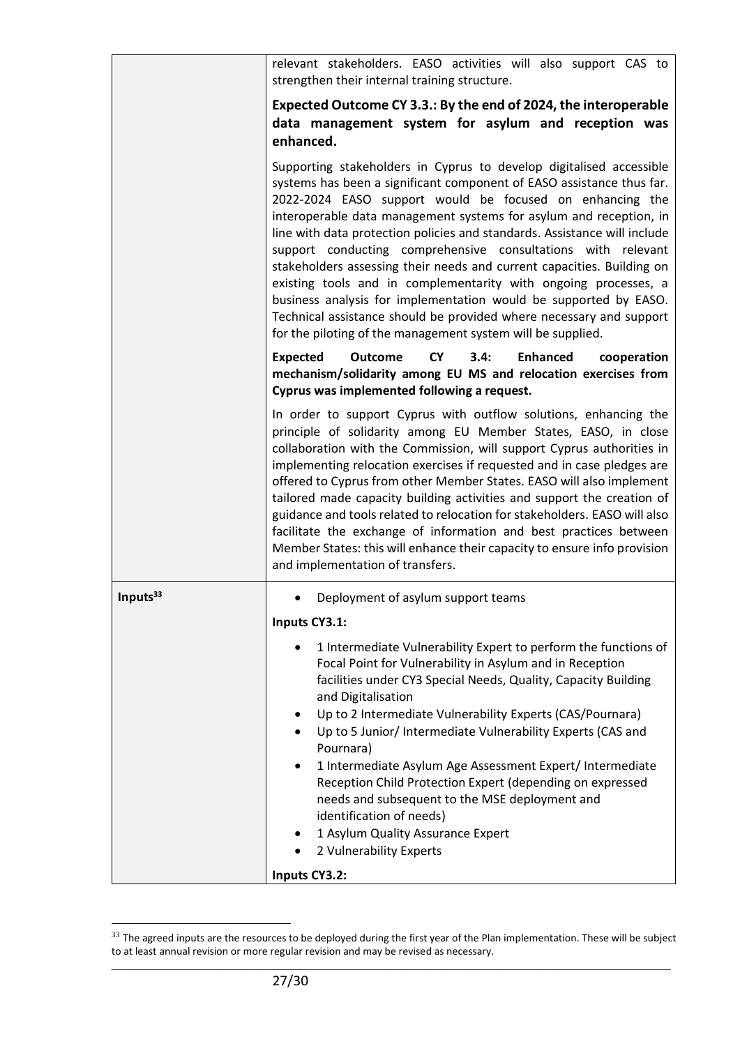| | |
|---|---|
| | relevant stakeholders. EASO activities will also support CAS to strengthen their internal training structure.<br><br>**Expected Outcome CY 3.3.: By the end of 2024, the interoperable data management system for asylum and reception was enhanced.**<br><br>Supporting stakeholders in Cyprus to develop digitalised accessible systems has been a significant component of EASO assistance thus far. 2022-2024 EASO support would be focused on enhancing the interoperable data management systems for asylum and reception, in line with data protection policies and standards. Assistance will include support conducting comprehensive consultations with relevant stakeholders assessing their needs and current capacities. Building on existing tools and in complementarity with ongoing processes, a business analysis for implementation would be supported by EASO. Technical assistance should be provided where necessary and support for the piloting of the management system will be supplied.<br><br>**Expected Outcome CY 3.4: Enhanced cooperation mechanism/solidarity among EU MS and relocation exercises from Cyprus was implemented following a request.**<br><br>In order to support Cyprus with outflow solutions, enhancing the principle of solidarity among EU Member States, EASO, in close collaboration with the Commission, will support Cyprus authorities in implementing relocation exercises if requested and in case pledges are offered to Cyprus from other Member States. EASO will also implement tailored made capacity building activities and support the creation of guidance and tools related to relocation for stakeholders. EASO will also facilitate the exchange of information and best practices between Member States: this will enhance their capacity to ensure info provision and implementation of transfers. |
| **Inputs**[33] | • Deployment of asylum support teams<br><br>**Inputs CY3.1:**<br><br>• 1 Intermediate Vulnerability Expert to perform the functions of Focal Point for Vulnerability in Asylum and in Reception facilities under CY3 Special Needs, Quality, Capacity Building and Digitalisation<br>• Up to 2 Intermediate Vulnerability Experts (CAS/Pournara)<br>• Up to 5 Junior/ Intermediate Vulnerability Experts (CAS and Pournara)<br>• 1 Intermediate Asylum Age Assessment Expert/ Intermediate Reception Child Protection Expert (depending on expressed needs and subsequent to the MSE deployment and identification of needs)<br>• 1 Asylum Quality Assurance Expert<br>• 2 Vulnerability Experts<br><br>**Inputs CY3.2:** |

[33] The agreed inputs are the resources to be deployed during the first year of the Plan implementation. These will be subject to at least annual revision or more regular revision and may be revised as necessary.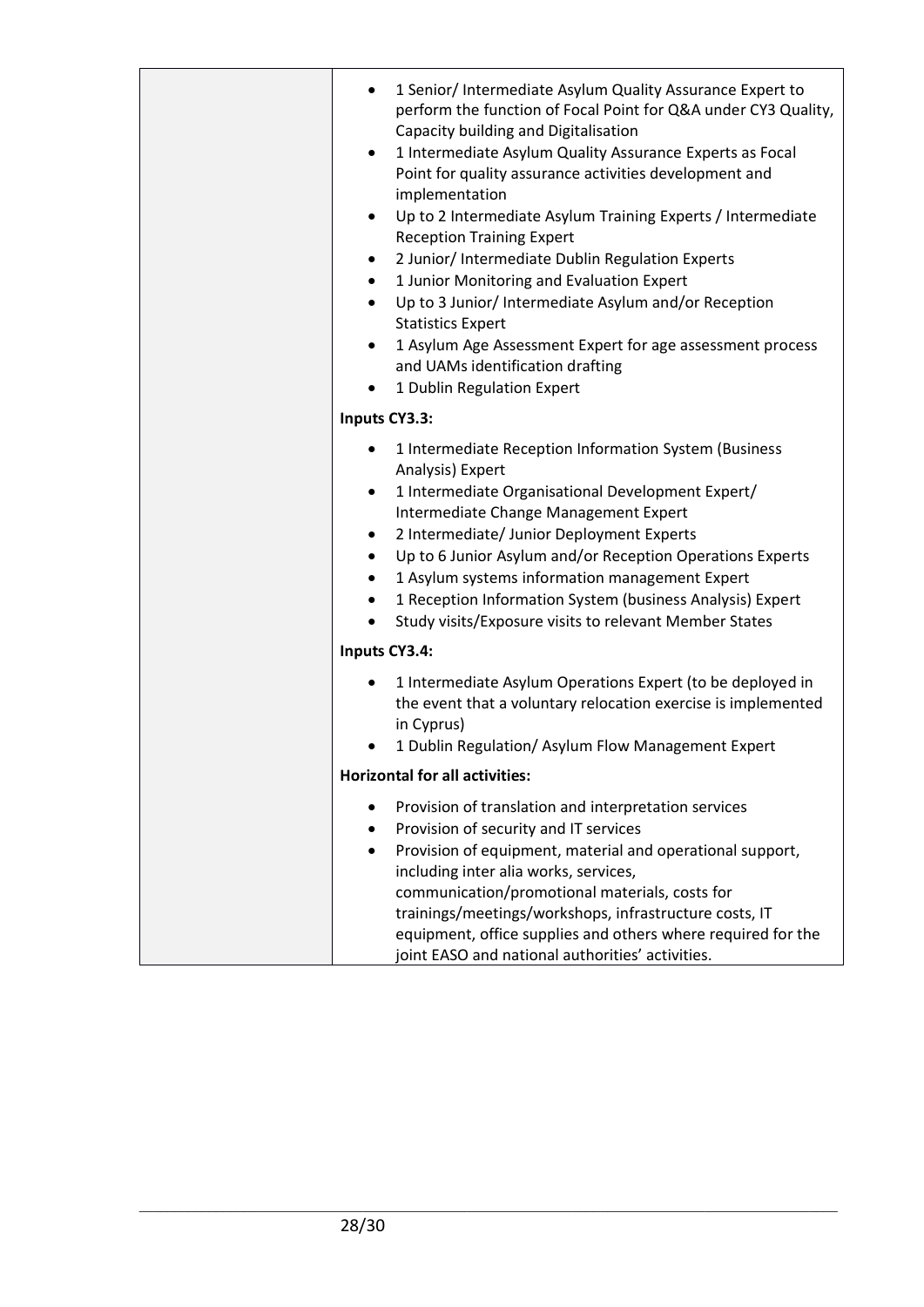| | |
|---|---|
| | • 1 Senior/ Intermediate Asylum Quality Assurance Expert to perform the function of Focal Point for Q&A under CY3 Quality, Capacity building and Digitalisation<br>• 1 Intermediate Asylum Quality Assurance Experts as Focal Point for quality assurance activities development and implementation<br>• Up to 2 Intermediate Asylum Training Experts / Intermediate Reception Training Expert<br>• 2 Junior/ Intermediate Dublin Regulation Experts<br>• 1 Junior Monitoring and Evaluation Expert<br>• Up to 3 Junior/ Intermediate Asylum and/or Reception Statistics Expert<br>• 1 Asylum Age Assessment Expert for age assessment process and UAMs identification drafting<br>• 1 Dublin Regulation Expert<br><br>**Inputs CY3.3:**<br><br>• 1 Intermediate Reception Information System (Business Analysis) Expert<br>• 1 Intermediate Organisational Development Expert/ Intermediate Change Management Expert<br>• 2 Intermediate/ Junior Deployment Experts<br>• Up to 6 Junior Asylum and/or Reception Operations Experts<br>• 1 Asylum systems information management Expert<br>• 1 Reception Information System (business Analysis) Expert<br>• Study visits/Exposure visits to relevant Member States<br><br>**Inputs CY3.4:**<br><br>• 1 Intermediate Asylum Operations Expert (to be deployed in the event that a voluntary relocation exercise is implemented in Cyprus)<br>• 1 Dublin Regulation/ Asylum Flow Management Expert<br><br>**Horizontal for all activities:**<br><br>• Provision of translation and interpretation services<br>• Provision of security and IT services<br>• Provision of equipment, material and operational support, including inter alia works, services, communication/promotional materials, costs for trainings/meetings/workshops, infrastructure costs, IT equipment, office supplies and others where required for the joint EASO and national authorities' activities. |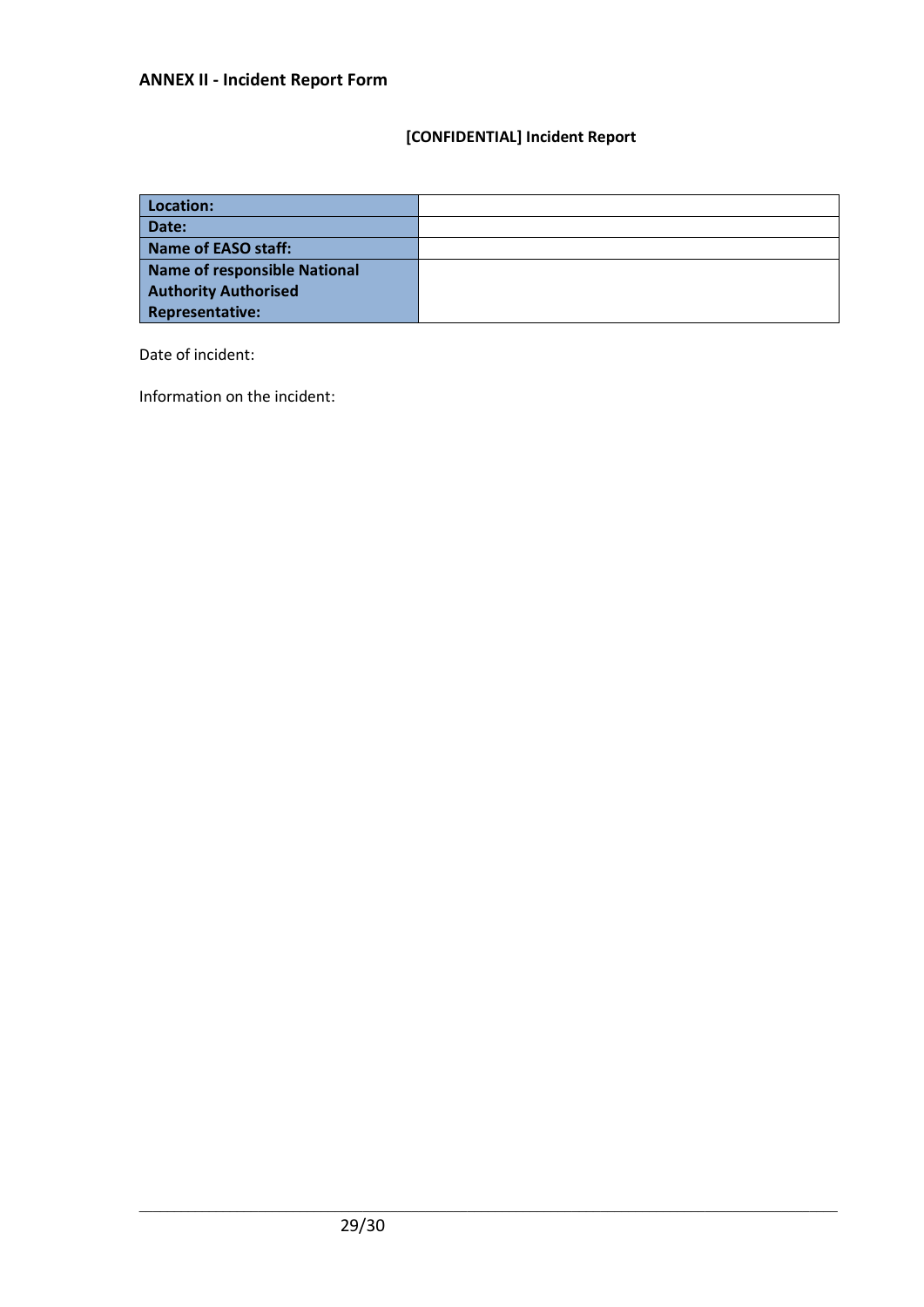## ANNEX II - Incident Report Form

**[CONFIDENTIAL] Incident Report**

| | |
|---|---|
| **Location:** | |
| **Date:** | |
| **Name of EASO staff:** | |
| **Name of responsible National Authority Authorised Representative:** | |

Date of incident:

Information on the incident: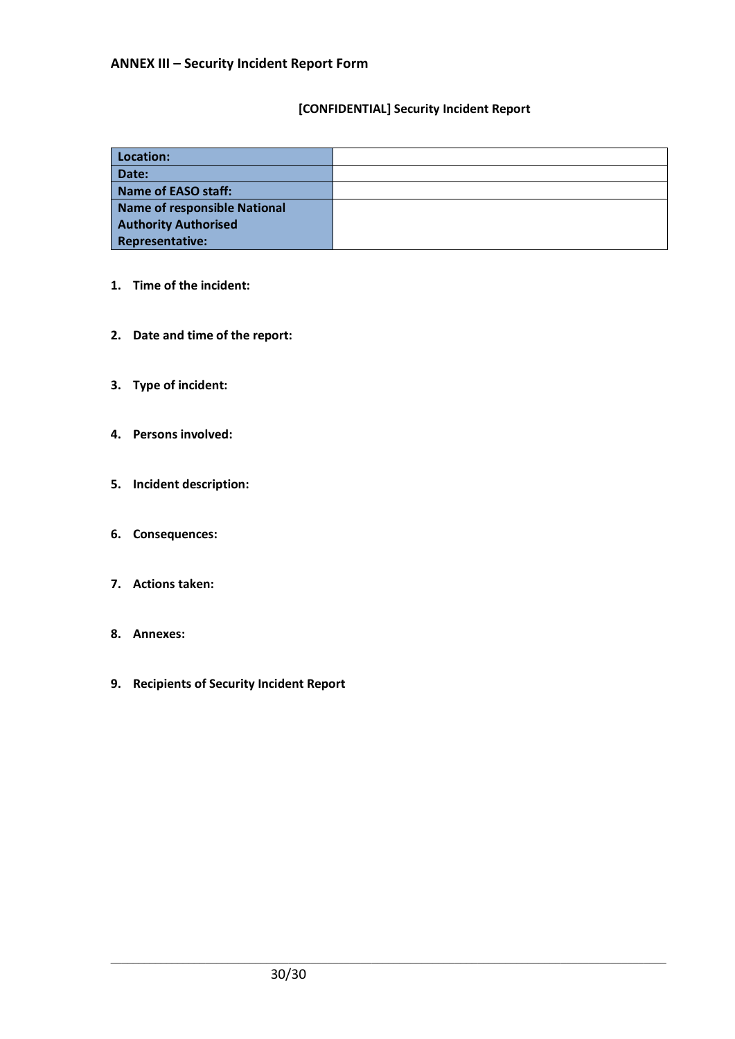## ANNEX III – Security Incident Report Form

**[CONFIDENTIAL] Security Incident Report**

| | |
|---|---|
| **Location:** | |
| **Date:** | |
| **Name of EASO staff:** | |
| **Name of responsible National Authority Authorised Representative:** | |

1. **Time of the incident:**

2. **Date and time of the report:**

3. **Type of incident:**

4. **Persons involved:**

5. **Incident description:**

6. **Consequences:**

7. **Actions taken:**

8. **Annexes:**

9. **Recipients of Security Incident Report**